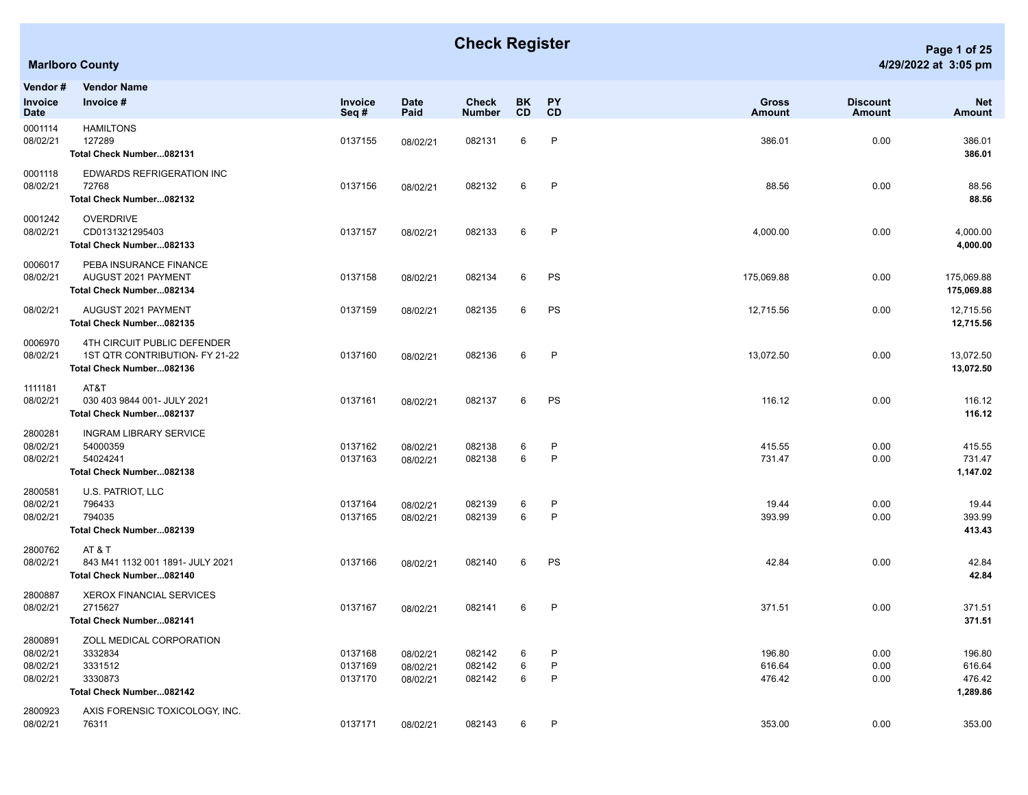# Check Register

**Marlboro County**

4/29/2022 at 3:05 pm

| Vendor # / Invoice Date | Vendor Name / Invoice # | Invoice Seq # | Date Paid | Check Number | BK CD | PY CD | Gross Amount | Discount Amount | Net Amount |
|---|---|---|---|---|---|---|---|---|---|
| 0001114 | HAMILTONS | | | | | | | | |
| 08/02/21 | 127289 | 0137155 | 08/02/21 | 082131 | 6 | P | 386.01 | 0.00 | 386.01 |
| | **Total Check Number...082131** | | | | | | | | **386.01** |
| 0001118 | EDWARDS REFRIGERATION INC | | | | | | | | |
| 08/02/21 | 72768 | 0137156 | 08/02/21 | 082132 | 6 | P | 88.56 | 0.00 | 88.56 |
| | **Total Check Number...082132** | | | | | | | | **88.56** |
| 0001242 | OVERDRIVE | | | | | | | | |
| 08/02/21 | CD0131321295403 | 0137157 | 08/02/21 | 082133 | 6 | P | 4,000.00 | 0.00 | 4,000.00 |
| | **Total Check Number...082133** | | | | | | | | **4,000.00** |
| 0006017 | PEBA INSURANCE FINANCE | | | | | | | | |
| 08/02/21 | AUGUST 2021 PAYMENT | 0137158 | 08/02/21 | 082134 | 6 | PS | 175,069.88 | 0.00 | 175,069.88 |
| | **Total Check Number...082134** | | | | | | | | **175,069.88** |
| 08/02/21 | AUGUST 2021 PAYMENT | 0137159 | 08/02/21 | 082135 | 6 | PS | 12,715.56 | 0.00 | 12,715.56 |
| | **Total Check Number...082135** | | | | | | | | **12,715.56** |
| 0006970 | 4TH CIRCUIT PUBLIC DEFENDER | | | | | | | | |
| 08/02/21 | 1ST QTR CONTRIBUTION- FY 21-22 | 0137160 | 08/02/21 | 082136 | 6 | P | 13,072.50 | 0.00 | 13,072.50 |
| | **Total Check Number...082136** | | | | | | | | **13,072.50** |
| 1111181 | AT&T | | | | | | | | |
| 08/02/21 | 030 403 9844 001- JULY 2021 | 0137161 | 08/02/21 | 082137 | 6 | PS | 116.12 | 0.00 | 116.12 |
| | **Total Check Number...082137** | | | | | | | | **116.12** |
| 2800281 | INGRAM LIBRARY SERVICE | | | | | | | | |
| 08/02/21 | 54000359 | 0137162 | 08/02/21 | 082138 | 6 | P | 415.55 | 0.00 | 415.55 |
| 08/02/21 | 54024241 | 0137163 | 08/02/21 | 082138 | 6 | P | 731.47 | 0.00 | 731.47 |
| | **Total Check Number...082138** | | | | | | | | **1,147.02** |
| 2800581 | U.S. PATRIOT, LLC | | | | | | | | |
| 08/02/21 | 796433 | 0137164 | 08/02/21 | 082139 | 6 | P | 19.44 | 0.00 | 19.44 |
| 08/02/21 | 794035 | 0137165 | 08/02/21 | 082139 | 6 | P | 393.99 | 0.00 | 393.99 |
| | **Total Check Number...082139** | | | | | | | | **413.43** |
| 2800762 | AT & T | | | | | | | | |
| 08/02/21 | 843 M41 1132 001 1891- JULY 2021 | 0137166 | 08/02/21 | 082140 | 6 | PS | 42.84 | 0.00 | 42.84 |
| | **Total Check Number...082140** | | | | | | | | **42.84** |
| 2800887 | XEROX FINANCIAL SERVICES | | | | | | | | |
| 08/02/21 | 2715627 | 0137167 | 08/02/21 | 082141 | 6 | P | 371.51 | 0.00 | 371.51 |
| | **Total Check Number...082141** | | | | | | | | **371.51** |
| 2800891 | ZOLL MEDICAL CORPORATION | | | | | | | | |
| 08/02/21 | 3332834 | 0137168 | 08/02/21 | 082142 | 6 | P | 196.80 | 0.00 | 196.80 |
| 08/02/21 | 3331512 | 0137169 | 08/02/21 | 082142 | 6 | P | 616.64 | 0.00 | 616.64 |
| 08/02/21 | 3330873 | 0137170 | 08/02/21 | 082142 | 6 | P | 476.42 | 0.00 | 476.42 |
| | **Total Check Number...082142** | | | | | | | | **1,289.86** |
| 2800923 | AXIS FORENSIC TOXICOLOGY, INC. | | | | | | | | |
| 08/02/21 | 76311 | 0137171 | 08/02/21 | 082143 | 6 | P | 353.00 | 0.00 | 353.00 |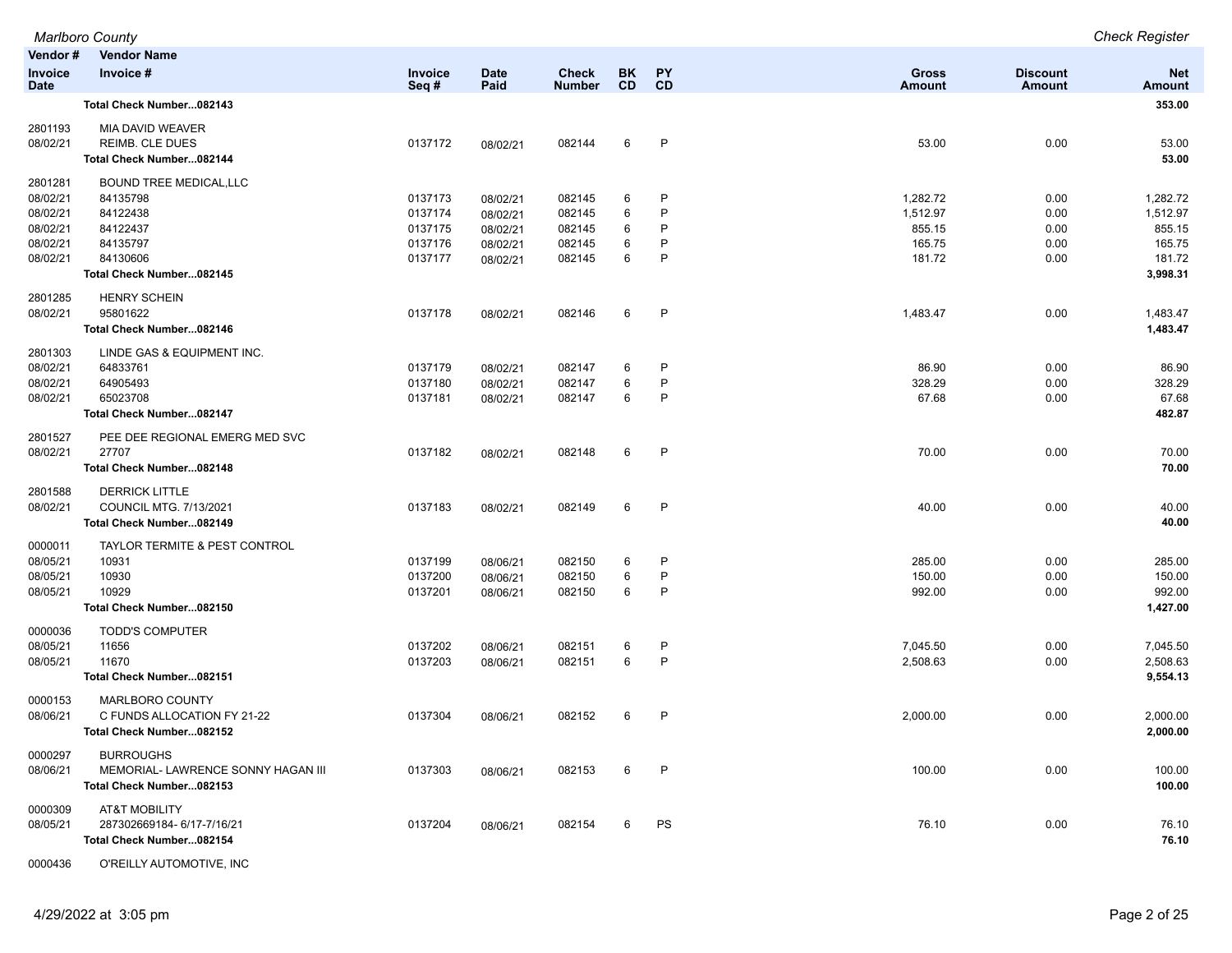| Vendor # / Invoice Date | Vendor Name / Invoice # | Invoice Seq # | Date Paid | Check Number | BK CD | PY CD | Gross Amount | Discount Amount | Net Amount |
|---|---|---|---|---|---|---|---|---|---|
| | **Total Check Number...082143** | | | | | | | | **353.00** |
| 2801193 | MIA DAVID WEAVER | | | | | | | | |
| 08/02/21 | REIMB. CLE DUES | 0137172 | 08/02/21 | 082144 | 6 | P | 53.00 | 0.00 | 53.00 |
| | **Total Check Number...082144** | | | | | | | | **53.00** |
| 2801281 | BOUND TREE MEDICAL,LLC | | | | | | | | |
| 08/02/21 | 84135798 | 0137173 | 08/02/21 | 082145 | 6 | P | 1,282.72 | 0.00 | 1,282.72 |
| 08/02/21 | 84122438 | 0137174 | 08/02/21 | 082145 | 6 | P | 1,512.97 | 0.00 | 1,512.97 |
| 08/02/21 | 84122437 | 0137175 | 08/02/21 | 082145 | 6 | P | 855.15 | 0.00 | 855.15 |
| 08/02/21 | 84135797 | 0137176 | 08/02/21 | 082145 | 6 | P | 165.75 | 0.00 | 165.75 |
| 08/02/21 | 84130606 | 0137177 | 08/02/21 | 082145 | 6 | P | 181.72 | 0.00 | 181.72 |
| | **Total Check Number...082145** | | | | | | | | **3,998.31** |
| 2801285 | HENRY SCHEIN | | | | | | | | |
| 08/02/21 | 95801622 | 0137178 | 08/02/21 | 082146 | 6 | P | 1,483.47 | 0.00 | 1,483.47 |
| | **Total Check Number...082146** | | | | | | | | **1,483.47** |
| 2801303 | LINDE GAS & EQUIPMENT INC. | | | | | | | | |
| 08/02/21 | 64833761 | 0137179 | 08/02/21 | 082147 | 6 | P | 86.90 | 0.00 | 86.90 |
| 08/02/21 | 64905493 | 0137180 | 08/02/21 | 082147 | 6 | P | 328.29 | 0.00 | 328.29 |
| 08/02/21 | 65023708 | 0137181 | 08/02/21 | 082147 | 6 | P | 67.68 | 0.00 | 67.68 |
| | **Total Check Number...082147** | | | | | | | | **482.87** |
| 2801527 | PEE DEE REGIONAL EMERG MED SVC | | | | | | | | |
| 08/02/21 | 27707 | 0137182 | 08/02/21 | 082148 | 6 | P | 70.00 | 0.00 | 70.00 |
| | **Total Check Number...082148** | | | | | | | | **70.00** |
| 2801588 | DERRICK LITTLE | | | | | | | | |
| 08/02/21 | COUNCIL MTG. 7/13/2021 | 0137183 | 08/02/21 | 082149 | 6 | P | 40.00 | 0.00 | 40.00 |
| | **Total Check Number...082149** | | | | | | | | **40.00** |
| 0000011 | TAYLOR TERMITE & PEST CONTROL | | | | | | | | |
| 08/05/21 | 10931 | 0137199 | 08/06/21 | 082150 | 6 | P | 285.00 | 0.00 | 285.00 |
| 08/05/21 | 10930 | 0137200 | 08/06/21 | 082150 | 6 | P | 150.00 | 0.00 | 150.00 |
| 08/05/21 | 10929 | 0137201 | 08/06/21 | 082150 | 6 | P | 992.00 | 0.00 | 992.00 |
| | **Total Check Number...082150** | | | | | | | | **1,427.00** |
| 0000036 | TODD'S COMPUTER | | | | | | | | |
| 08/05/21 | 11656 | 0137202 | 08/06/21 | 082151 | 6 | P | 7,045.50 | 0.00 | 7,045.50 |
| 08/05/21 | 11670 | 0137203 | 08/06/21 | 082151 | 6 | P | 2,508.63 | 0.00 | 2,508.63 |
| | **Total Check Number...082151** | | | | | | | | **9,554.13** |
| 0000153 | MARLBORO COUNTY | | | | | | | | |
| 08/06/21 | C FUNDS ALLOCATION FY 21-22 | 0137304 | 08/06/21 | 082152 | 6 | P | 2,000.00 | 0.00 | 2,000.00 |
| | **Total Check Number...082152** | | | | | | | | **2,000.00** |
| 0000297 | BURROUGHS | | | | | | | | |
| 08/06/21 | MEMORIAL- LAWRENCE SONNY HAGAN III | 0137303 | 08/06/21 | 082153 | 6 | P | 100.00 | 0.00 | 100.00 |
| | **Total Check Number...082153** | | | | | | | | **100.00** |
| 0000309 | AT&T MOBILITY | | | | | | | | |
| 08/05/21 | 287302669184- 6/17-7/16/21 | 0137204 | 08/06/21 | 082154 | 6 | PS | 76.10 | 0.00 | 76.10 |
| | **Total Check Number...082154** | | | | | | | | **76.10** |
| 0000436 | O'REILLY AUTOMOTIVE, INC | | | | | | | | |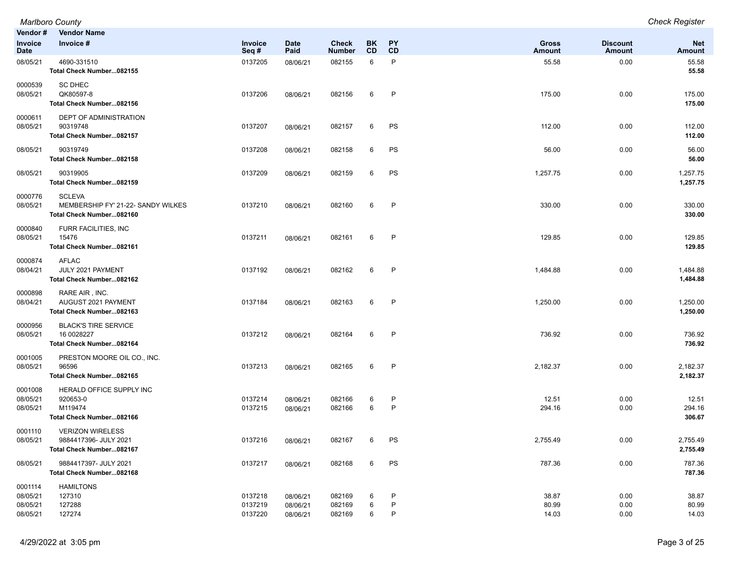| Vendor # | Vendor Name | | | | | | | | |
|---|---|---|---|---|---|---|---|---|---|
| Invoice Date | Invoice # | Invoice Seq # | Date Paid | Check Number | BK CD | PY CD | Gross Amount | Discount Amount | Net Amount |
| 08/05/21 | 4690-331510 | 0137205 | 08/06/21 | 082155 | 6 | P | 55.58 | 0.00 | 55.58 |
| | **Total Check Number...082155** | | | | | | | | **55.58** |
| 0000539 | SC DHEC | | | | | | | | |
| 08/05/21 | QK80597-8 | 0137206 | 08/06/21 | 082156 | 6 | P | 175.00 | 0.00 | 175.00 |
| | **Total Check Number...082156** | | | | | | | | **175.00** |
| 0000611 | DEPT OF ADMINISTRATION | | | | | | | | |
| 08/05/21 | 90319748 | 0137207 | 08/06/21 | 082157 | 6 | PS | 112.00 | 0.00 | 112.00 |
| | **Total Check Number...082157** | | | | | | | | **112.00** |
| 08/05/21 | 90319749 | 0137208 | 08/06/21 | 082158 | 6 | PS | 56.00 | 0.00 | 56.00 |
| | **Total Check Number...082158** | | | | | | | | **56.00** |
| 08/05/21 | 90319905 | 0137209 | 08/06/21 | 082159 | 6 | PS | 1,257.75 | 0.00 | 1,257.75 |
| | **Total Check Number...082159** | | | | | | | | **1,257.75** |
| 0000776 | SCLEVA | | | | | | | | |
| 08/05/21 | MEMBERSHIP FY' 21-22- SANDY WILKES | 0137210 | 08/06/21 | 082160 | 6 | P | 330.00 | 0.00 | 330.00 |
| | **Total Check Number...082160** | | | | | | | | **330.00** |
| 0000840 | FURR FACILITIES, INC | | | | | | | | |
| 08/05/21 | 15476 | 0137211 | 08/06/21 | 082161 | 6 | P | 129.85 | 0.00 | 129.85 |
| | **Total Check Number...082161** | | | | | | | | **129.85** |
| 0000874 | AFLAC | | | | | | | | |
| 08/04/21 | JULY 2021 PAYMENT | 0137192 | 08/06/21 | 082162 | 6 | P | 1,484.88 | 0.00 | 1,484.88 |
| | **Total Check Number...082162** | | | | | | | | **1,484.88** |
| 0000898 | RARE AIR , INC. | | | | | | | | |
| 08/04/21 | AUGUST 2021 PAYMENT | 0137184 | 08/06/21 | 082163 | 6 | P | 1,250.00 | 0.00 | 1,250.00 |
| | **Total Check Number...082163** | | | | | | | | **1,250.00** |
| 0000956 | BLACK'S TIRE SERVICE | | | | | | | | |
| 08/05/21 | 16 0028227 | 0137212 | 08/06/21 | 082164 | 6 | P | 736.92 | 0.00 | 736.92 |
| | **Total Check Number...082164** | | | | | | | | **736.92** |
| 0001005 | PRESTON MOORE OIL CO., INC. | | | | | | | | |
| 08/05/21 | 96596 | 0137213 | 08/06/21 | 082165 | 6 | P | 2,182.37 | 0.00 | 2,182.37 |
| | **Total Check Number...082165** | | | | | | | | **2,182.37** |
| 0001008 | HERALD OFFICE SUPPLY INC | | | | | | | | |
| 08/05/21 | 920653-0 | 0137214 | 08/06/21 | 082166 | 6 | P | 12.51 | 0.00 | 12.51 |
| 08/05/21 | M119474 | 0137215 | 08/06/21 | 082166 | 6 | P | 294.16 | 0.00 | 294.16 |
| | **Total Check Number...082166** | | | | | | | | **306.67** |
| 0001110 | VERIZON WIRELESS | | | | | | | | |
| 08/05/21 | 9884417396- JULY 2021 | 0137216 | 08/06/21 | 082167 | 6 | PS | 2,755.49 | 0.00 | 2,755.49 |
| | **Total Check Number...082167** | | | | | | | | **2,755.49** |
| 08/05/21 | 9884417397- JULY 2021 | 0137217 | 08/06/21 | 082168 | 6 | PS | 787.36 | 0.00 | 787.36 |
| | **Total Check Number...082168** | | | | | | | | **787.36** |
| 0001114 | HAMILTONS | | | | | | | | |
| 08/05/21 | 127310 | 0137218 | 08/06/21 | 082169 | 6 | P | 38.87 | 0.00 | 38.87 |
| 08/05/21 | 127288 | 0137219 | 08/06/21 | 082169 | 6 | P | 80.99 | 0.00 | 80.99 |
| 08/05/21 | 127274 | 0137220 | 08/06/21 | 082169 | 6 | P | 14.03 | 0.00 | 14.03 |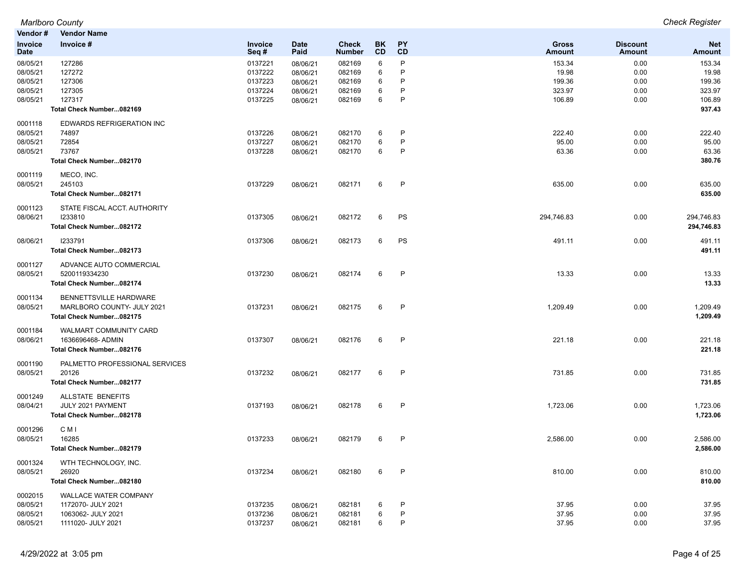| Vendor # | Vendor Name | | | | | | | | |
|---|---|---|---|---|---|---|---|---|---|
| Invoice Date | Invoice # | Invoice Seq # | Date Paid | Check Number | BK CD | PY CD | Gross Amount | Discount Amount | Net Amount |
| 08/05/21 | 127286 | 0137221 | 08/06/21 | 082169 | 6 | P | 153.34 | 0.00 | 153.34 |
| 08/05/21 | 127272 | 0137222 | 08/06/21 | 082169 | 6 | P | 19.98 | 0.00 | 19.98 |
| 08/05/21 | 127306 | 0137223 | 08/06/21 | 082169 | 6 | P | 199.36 | 0.00 | 199.36 |
| 08/05/21 | 127305 | 0137224 | 08/06/21 | 082169 | 6 | P | 323.97 | 0.00 | 323.97 |
| 08/05/21 | 127317 | 0137225 | 08/06/21 | 082169 | 6 | P | 106.89 | 0.00 | 106.89 |
| | **Total Check Number...082169** | | | | | | | | **937.43** |
| 0001118 | EDWARDS REFRIGERATION INC | | | | | | | | |
| 08/05/21 | 74897 | 0137226 | 08/06/21 | 082170 | 6 | P | 222.40 | 0.00 | 222.40 |
| 08/05/21 | 72854 | 0137227 | 08/06/21 | 082170 | 6 | P | 95.00 | 0.00 | 95.00 |
| 08/05/21 | 73767 | 0137228 | 08/06/21 | 082170 | 6 | P | 63.36 | 0.00 | 63.36 |
| | **Total Check Number...082170** | | | | | | | | **380.76** |
| 0001119 | MECO, INC. | | | | | | | | |
| 08/05/21 | 245103 | 0137229 | 08/06/21 | 082171 | 6 | P | 635.00 | 0.00 | 635.00 |
| | **Total Check Number...082171** | | | | | | | | **635.00** |
| 0001123 | STATE FISCAL ACCT. AUTHORITY | | | | | | | | |
| 08/06/21 | I233810 | 0137305 | 08/06/21 | 082172 | 6 | PS | 294,746.83 | 0.00 | 294,746.83 |
| | **Total Check Number...082172** | | | | | | | | **294,746.83** |
| 08/06/21 | I233791 | 0137306 | 08/06/21 | 082173 | 6 | PS | 491.11 | 0.00 | 491.11 |
| | **Total Check Number...082173** | | | | | | | | **491.11** |
| 0001127 | ADVANCE AUTO COMMERCIAL | | | | | | | | |
| 08/05/21 | 5200119334230 | 0137230 | 08/06/21 | 082174 | 6 | P | 13.33 | 0.00 | 13.33 |
| | **Total Check Number...082174** | | | | | | | | **13.33** |
| 0001134 | BENNETTSVILLE HARDWARE | | | | | | | | |
| 08/05/21 | MARLBORO COUNTY- JULY 2021 | 0137231 | 08/06/21 | 082175 | 6 | P | 1,209.49 | 0.00 | 1,209.49 |
| | **Total Check Number...082175** | | | | | | | | **1,209.49** |
| 0001184 | WALMART COMMUNITY CARD | | | | | | | | |
| 08/06/21 | 1636696468- ADMIN | 0137307 | 08/06/21 | 082176 | 6 | P | 221.18 | 0.00 | 221.18 |
| | **Total Check Number...082176** | | | | | | | | **221.18** |
| 0001190 | PALMETTO PROFESSIONAL SERVICES | | | | | | | | |
| 08/05/21 | 20126 | 0137232 | 08/06/21 | 082177 | 6 | P | 731.85 | 0.00 | 731.85 |
| | **Total Check Number...082177** | | | | | | | | **731.85** |
| 0001249 | ALLSTATE BENEFITS | | | | | | | | |
| 08/04/21 | JULY 2021 PAYMENT | 0137193 | 08/06/21 | 082178 | 6 | P | 1,723.06 | 0.00 | 1,723.06 |
| | **Total Check Number...082178** | | | | | | | | **1,723.06** |
| 0001296 | C M I | | | | | | | | |
| 08/05/21 | 16285 | 0137233 | 08/06/21 | 082179 | 6 | P | 2,586.00 | 0.00 | 2,586.00 |
| | **Total Check Number...082179** | | | | | | | | **2,586.00** |
| 0001324 | WTH TECHNOLOGY, INC. | | | | | | | | |
| 08/05/21 | 26920 | 0137234 | 08/06/21 | 082180 | 6 | P | 810.00 | 0.00 | 810.00 |
| | **Total Check Number...082180** | | | | | | | | **810.00** |
| 0002015 | WALLACE WATER COMPANY | | | | | | | | |
| 08/05/21 | 1172070- JULY 2021 | 0137235 | 08/06/21 | 082181 | 6 | P | 37.95 | 0.00 | 37.95 |
| 08/05/21 | 1063062- JULY 2021 | 0137236 | 08/06/21 | 082181 | 6 | P | 37.95 | 0.00 | 37.95 |
| 08/05/21 | 1111020- JULY 2021 | 0137237 | 08/06/21 | 082181 | 6 | P | 37.95 | 0.00 | 37.95 |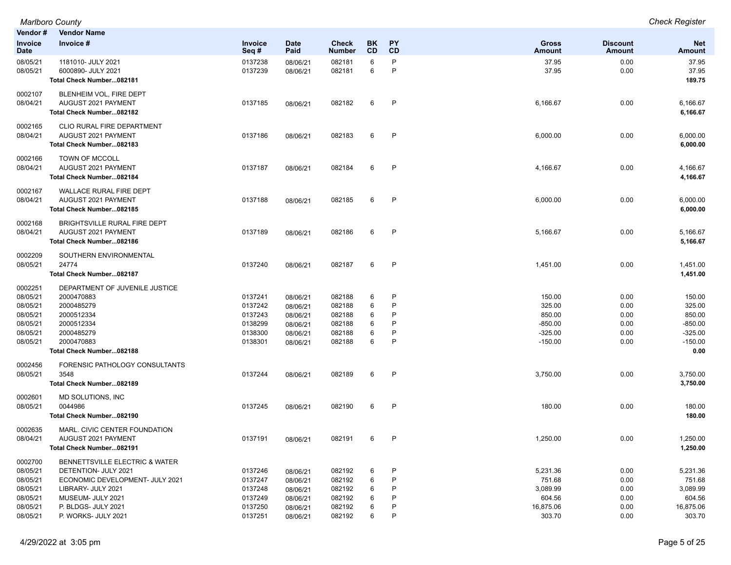*Marlboro County* — *Check Register*

| Vendor # / Invoice Date | Vendor Name / Invoice # | Invoice Seq # | Date Paid | Check Number | BK CD | PY CD | Gross Amount | Discount Amount | Net Amount |
|---|---|---|---|---|---|---|---|---|---|
| 08/05/21 | 1181010- JULY 2021 | 0137238 | 08/06/21 | 082181 | 6 | P | 37.95 | 0.00 | 37.95 |
| 08/05/21 | 6000890- JULY 2021 | 0137239 | 08/06/21 | 082181 | 6 | P | 37.95 | 0.00 | 37.95 |
| | **Total Check Number...082181** | | | | | | | | **189.75** |
| 0002107 | BLENHEIM VOL, FIRE DEPT | | | | | | | | |
| 08/04/21 | AUGUST 2021 PAYMENT | 0137185 | 08/06/21 | 082182 | 6 | P | 6,166.67 | 0.00 | 6,166.67 |
| | **Total Check Number...082182** | | | | | | | | **6,166.67** |
| 0002165 | CLIO RURAL FIRE DEPARTMENT | | | | | | | | |
| 08/04/21 | AUGUST 2021 PAYMENT | 0137186 | 08/06/21 | 082183 | 6 | P | 6,000.00 | 0.00 | 6,000.00 |
| | **Total Check Number...082183** | | | | | | | | **6,000.00** |
| 0002166 | TOWN OF MCCOLL | | | | | | | | |
| 08/04/21 | AUGUST 2021 PAYMENT | 0137187 | 08/06/21 | 082184 | 6 | P | 4,166.67 | 0.00 | 4,166.67 |
| | **Total Check Number...082184** | | | | | | | | **4,166.67** |
| 0002167 | WALLACE RURAL FIRE DEPT | | | | | | | | |
| 08/04/21 | AUGUST 2021 PAYMENT | 0137188 | 08/06/21 | 082185 | 6 | P | 6,000.00 | 0.00 | 6,000.00 |
| | **Total Check Number...082185** | | | | | | | | **6,000.00** |
| 0002168 | BRIGHTSVILLE RURAL FIRE DEPT | | | | | | | | |
| 08/04/21 | AUGUST 2021 PAYMENT | 0137189 | 08/06/21 | 082186 | 6 | P | 5,166.67 | 0.00 | 5,166.67 |
| | **Total Check Number...082186** | | | | | | | | **5,166.67** |
| 0002209 | SOUTHERN ENVIRONMENTAL | | | | | | | | |
| 08/05/21 | 24774 | 0137240 | 08/06/21 | 082187 | 6 | P | 1,451.00 | 0.00 | 1,451.00 |
| | **Total Check Number...082187** | | | | | | | | **1,451.00** |
| 0002251 | DEPARTMENT OF JUVENILE JUSTICE | | | | | | | | |
| 08/05/21 | 2000470883 | 0137241 | 08/06/21 | 082188 | 6 | P | 150.00 | 0.00 | 150.00 |
| 08/05/21 | 2000485279 | 0137242 | 08/06/21 | 082188 | 6 | P | 325.00 | 0.00 | 325.00 |
| 08/05/21 | 2000512334 | 0137243 | 08/06/21 | 082188 | 6 | P | 850.00 | 0.00 | 850.00 |
| 08/05/21 | 2000512334 | 0138299 | 08/06/21 | 082188 | 6 | P | -850.00 | 0.00 | -850.00 |
| 08/05/21 | 2000485279 | 0138300 | 08/06/21 | 082188 | 6 | P | -325.00 | 0.00 | -325.00 |
| 08/05/21 | 2000470883 | 0138301 | 08/06/21 | 082188 | 6 | P | -150.00 | 0.00 | -150.00 |
| | **Total Check Number...082188** | | | | | | | | **0.00** |
| 0002456 | FORENSIC PATHOLOGY CONSULTANTS | | | | | | | | |
| 08/05/21 | 3548 | 0137244 | 08/06/21 | 082189 | 6 | P | 3,750.00 | 0.00 | 3,750.00 |
| | **Total Check Number...082189** | | | | | | | | **3,750.00** |
| 0002601 | MD SOLUTIONS, INC | | | | | | | | |
| 08/05/21 | 0044986 | 0137245 | 08/06/21 | 082190 | 6 | P | 180.00 | 0.00 | 180.00 |
| | **Total Check Number...082190** | | | | | | | | **180.00** |
| 0002635 | MARL. CIVIC CENTER FOUNDATION | | | | | | | | |
| 08/04/21 | AUGUST 2021 PAYMENT | 0137191 | 08/06/21 | 082191 | 6 | P | 1,250.00 | 0.00 | 1,250.00 |
| | **Total Check Number...082191** | | | | | | | | **1,250.00** |
| 0002700 | BENNETTSVILLE ELECTRIC & WATER | | | | | | | | |
| 08/05/21 | DETENTION- JULY 2021 | 0137246 | 08/06/21 | 082192 | 6 | P | 5,231.36 | 0.00 | 5,231.36 |
| 08/05/21 | ECONOMIC DEVELOPMENT- JULY 2021 | 0137247 | 08/06/21 | 082192 | 6 | P | 751.68 | 0.00 | 751.68 |
| 08/05/21 | LIBRARY- JULY 2021 | 0137248 | 08/06/21 | 082192 | 6 | P | 3,089.99 | 0.00 | 3,089.99 |
| 08/05/21 | MUSEUM- JULY 2021 | 0137249 | 08/06/21 | 082192 | 6 | P | 604.56 | 0.00 | 604.56 |
| 08/05/21 | P. BLDGS- JULY 2021 | 0137250 | 08/06/21 | 082192 | 6 | P | 16,875.06 | 0.00 | 16,875.06 |
| 08/05/21 | P. WORKS- JULY 2021 | 0137251 | 08/06/21 | 082192 | 6 | P | 303.70 | 0.00 | 303.70 |

4/29/2022 at 3:05 pm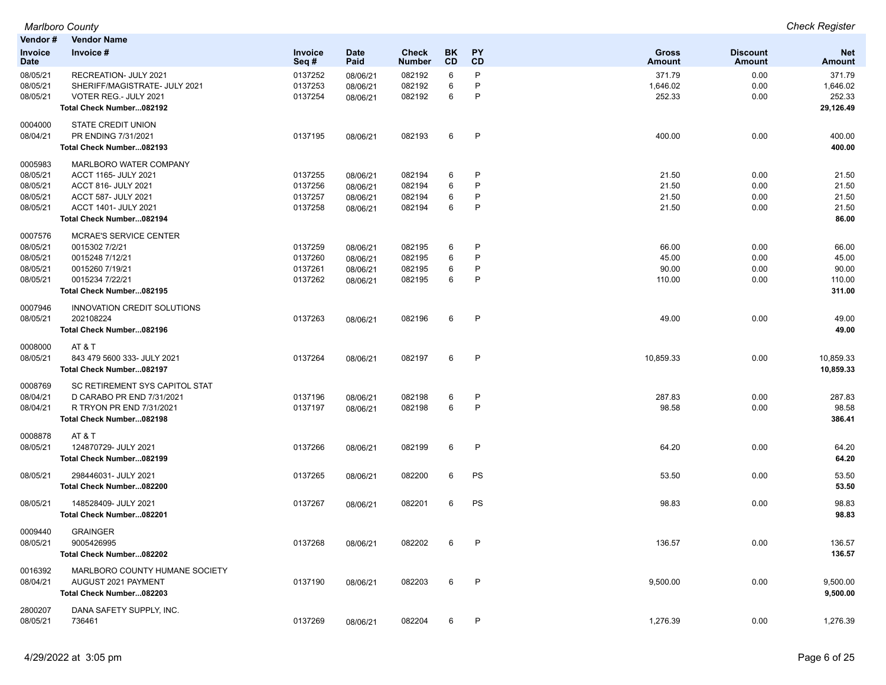| Vendor # / Invoice Date | Vendor Name / Invoice # | Invoice Seq # | Date Paid | Check Number | BK CD | PY CD | Gross Amount | Discount Amount | Net Amount |
|---|---|---|---|---|---|---|---|---|---|
| 08/05/21 | RECREATION- JULY 2021 | 0137252 | 08/06/21 | 082192 | 6 | P | 371.79 | 0.00 | 371.79 |
| 08/05/21 | SHERIFF/MAGISTRATE- JULY 2021 | 0137253 | 08/06/21 | 082192 | 6 | P | 1,646.02 | 0.00 | 1,646.02 |
| 08/05/21 | VOTER REG.- JULY 2021 | 0137254 | 08/06/21 | 082192 | 6 | P | 252.33 | 0.00 | 252.33 |
| | **Total Check Number...082192** | | | | | | | | **29,126.49** |
| 0004000 | STATE CREDIT UNION | | | | | | | | |
| 08/04/21 | PR ENDING 7/31/2021 | 0137195 | 08/06/21 | 082193 | 6 | P | 400.00 | 0.00 | 400.00 |
| | **Total Check Number...082193** | | | | | | | | **400.00** |
| 0005983 | MARLBORO WATER COMPANY | | | | | | | | |
| 08/05/21 | ACCT 1165- JULY 2021 | 0137255 | 08/06/21 | 082194 | 6 | P | 21.50 | 0.00 | 21.50 |
| 08/05/21 | ACCT 816- JULY 2021 | 0137256 | 08/06/21 | 082194 | 6 | P | 21.50 | 0.00 | 21.50 |
| 08/05/21 | ACCT 587- JULY 2021 | 0137257 | 08/06/21 | 082194 | 6 | P | 21.50 | 0.00 | 21.50 |
| 08/05/21 | ACCT 1401- JULY 2021 | 0137258 | 08/06/21 | 082194 | 6 | P | 21.50 | 0.00 | 21.50 |
| | **Total Check Number...082194** | | | | | | | | **86.00** |
| 0007576 | MCRAE'S SERVICE CENTER | | | | | | | | |
| 08/05/21 | 0015302 7/2/21 | 0137259 | 08/06/21 | 082195 | 6 | P | 66.00 | 0.00 | 66.00 |
| 08/05/21 | 0015248 7/12/21 | 0137260 | 08/06/21 | 082195 | 6 | P | 45.00 | 0.00 | 45.00 |
| 08/05/21 | 0015260 7/19/21 | 0137261 | 08/06/21 | 082195 | 6 | P | 90.00 | 0.00 | 90.00 |
| 08/05/21 | 0015234 7/22/21 | 0137262 | 08/06/21 | 082195 | 6 | P | 110.00 | 0.00 | 110.00 |
| | **Total Check Number...082195** | | | | | | | | **311.00** |
| 0007946 | INNOVATION CREDIT SOLUTIONS | | | | | | | | |
| 08/05/21 | 202108224 | 0137263 | 08/06/21 | 082196 | 6 | P | 49.00 | 0.00 | 49.00 |
| | **Total Check Number...082196** | | | | | | | | **49.00** |
| 0008000 | AT & T | | | | | | | | |
| 08/05/21 | 843 479 5600 333- JULY 2021 | 0137264 | 08/06/21 | 082197 | 6 | P | 10,859.33 | 0.00 | 10,859.33 |
| | **Total Check Number...082197** | | | | | | | | **10,859.33** |
| 0008769 | SC RETIREMENT SYS CAPITOL STAT | | | | | | | | |
| 08/04/21 | D CARABO PR END 7/31/2021 | 0137196 | 08/06/21 | 082198 | 6 | P | 287.83 | 0.00 | 287.83 |
| 08/04/21 | R TRYON PR END 7/31/2021 | 0137197 | 08/06/21 | 082198 | 6 | P | 98.58 | 0.00 | 98.58 |
| | **Total Check Number...082198** | | | | | | | | **386.41** |
| 0008878 | AT & T | | | | | | | | |
| 08/05/21 | 124870729- JULY 2021 | 0137266 | 08/06/21 | 082199 | 6 | P | 64.20 | 0.00 | 64.20 |
| | **Total Check Number...082199** | | | | | | | | **64.20** |
| 08/05/21 | 298446031- JULY 2021 | 0137265 | 08/06/21 | 082200 | 6 | PS | 53.50 | 0.00 | 53.50 |
| | **Total Check Number...082200** | | | | | | | | **53.50** |
| 08/05/21 | 148528409- JULY 2021 | 0137267 | 08/06/21 | 082201 | 6 | PS | 98.83 | 0.00 | 98.83 |
| | **Total Check Number...082201** | | | | | | | | **98.83** |
| 0009440 | GRAINGER | | | | | | | | |
| 08/05/21 | 9005426995 | 0137268 | 08/06/21 | 082202 | 6 | P | 136.57 | 0.00 | 136.57 |
| | **Total Check Number...082202** | | | | | | | | **136.57** |
| 0016392 | MARLBORO COUNTY HUMANE SOCIETY | | | | | | | | |
| 08/04/21 | AUGUST 2021 PAYMENT | 0137190 | 08/06/21 | 082203 | 6 | P | 9,500.00 | 0.00 | 9,500.00 |
| | **Total Check Number...082203** | | | | | | | | **9,500.00** |
| 2800207 | DANA SAFETY SUPPLY, INC. | | | | | | | | |
| 08/05/21 | 736461 | 0137269 | 08/06/21 | 082204 | 6 | P | 1,276.39 | 0.00 | 1,276.39 |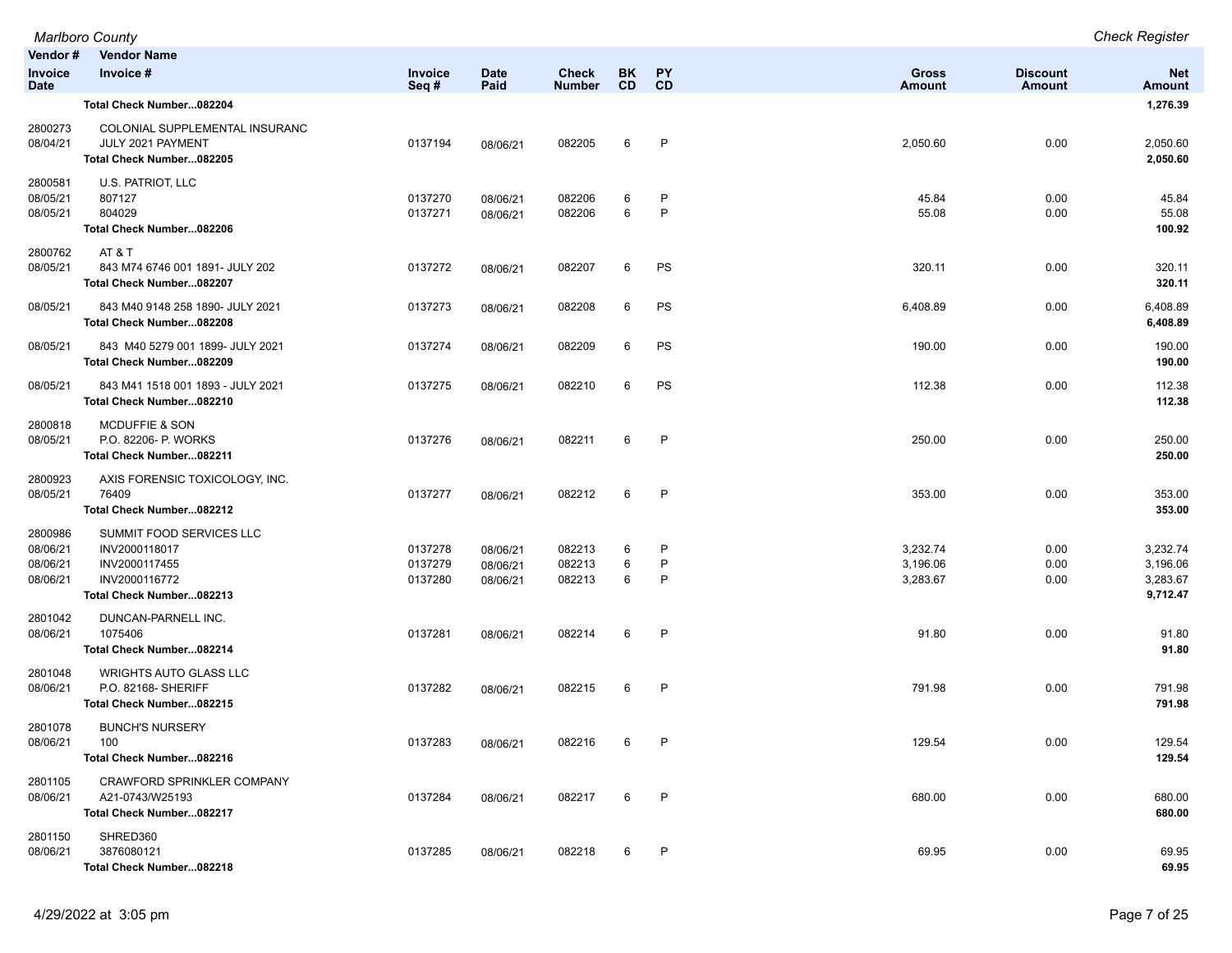| Vendor # | Vendor Name | | | | | | | | |
|---|---|---|---|---|---|---|---|---|---|
| Invoice Date | Invoice # | Invoice Seq # | Date Paid | Check Number | BK CD | PY CD | Gross Amount | Discount Amount | Net Amount |
| | **Total Check Number...082204** | | | | | | | | **1,276.39** |
| 2800273 | COLONIAL SUPPLEMENTAL INSURANC | | | | | | | | |
| 08/04/21 | JULY 2021 PAYMENT | 0137194 | 08/06/21 | 082205 | 6 | P | 2,050.60 | 0.00 | 2,050.60 |
| | **Total Check Number...082205** | | | | | | | | **2,050.60** |
| 2800581 | U.S. PATRIOT, LLC | | | | | | | | |
| 08/05/21 | 807127 | 0137270 | 08/06/21 | 082206 | 6 | P | 45.84 | 0.00 | 45.84 |
| 08/05/21 | 804029 | 0137271 | 08/06/21 | 082206 | 6 | P | 55.08 | 0.00 | 55.08 |
| | **Total Check Number...082206** | | | | | | | | **100.92** |
| 2800762 | AT & T | | | | | | | | |
| 08/05/21 | 843 M74 6746 001 1891- JULY 202 | 0137272 | 08/06/21 | 082207 | 6 | PS | 320.11 | 0.00 | 320.11 |
| | **Total Check Number...082207** | | | | | | | | **320.11** |
| 08/05/21 | 843 M40 9148 258 1890- JULY 2021 | 0137273 | 08/06/21 | 082208 | 6 | PS | 6,408.89 | 0.00 | 6,408.89 |
| | **Total Check Number...082208** | | | | | | | | **6,408.89** |
| 08/05/21 | 843 M40 5279 001 1899- JULY 2021 | 0137274 | 08/06/21 | 082209 | 6 | PS | 190.00 | 0.00 | 190.00 |
| | **Total Check Number...082209** | | | | | | | | **190.00** |
| 08/05/21 | 843 M41 1518 001 1893 - JULY 2021 | 0137275 | 08/06/21 | 082210 | 6 | PS | 112.38 | 0.00 | 112.38 |
| | **Total Check Number...082210** | | | | | | | | **112.38** |
| 2800818 | MCDUFFIE & SON | | | | | | | | |
| 08/05/21 | P.O. 82206- P. WORKS | 0137276 | 08/06/21 | 082211 | 6 | P | 250.00 | 0.00 | 250.00 |
| | **Total Check Number...082211** | | | | | | | | **250.00** |
| 2800923 | AXIS FORENSIC TOXICOLOGY, INC. | | | | | | | | |
| 08/05/21 | 76409 | 0137277 | 08/06/21 | 082212 | 6 | P | 353.00 | 0.00 | 353.00 |
| | **Total Check Number...082212** | | | | | | | | **353.00** |
| 2800986 | SUMMIT FOOD SERVICES LLC | | | | | | | | |
| 08/06/21 | INV2000118017 | 0137278 | 08/06/21 | 082213 | 6 | P | 3,232.74 | 0.00 | 3,232.74 |
| 08/06/21 | INV2000117455 | 0137279 | 08/06/21 | 082213 | 6 | P | 3,196.06 | 0.00 | 3,196.06 |
| 08/06/21 | INV2000116772 | 0137280 | 08/06/21 | 082213 | 6 | P | 3,283.67 | 0.00 | 3,283.67 |
| | **Total Check Number...082213** | | | | | | | | **9,712.47** |
| 2801042 | DUNCAN-PARNELL INC. | | | | | | | | |
| 08/06/21 | 1075406 | 0137281 | 08/06/21 | 082214 | 6 | P | 91.80 | 0.00 | 91.80 |
| | **Total Check Number...082214** | | | | | | | | **91.80** |
| 2801048 | WRIGHTS AUTO GLASS LLC | | | | | | | | |
| 08/06/21 | P.O. 82168- SHERIFF | 0137282 | 08/06/21 | 082215 | 6 | P | 791.98 | 0.00 | 791.98 |
| | **Total Check Number...082215** | | | | | | | | **791.98** |
| 2801078 | BUNCH'S NURSERY | | | | | | | | |
| 08/06/21 | 100 | 0137283 | 08/06/21 | 082216 | 6 | P | 129.54 | 0.00 | 129.54 |
| | **Total Check Number...082216** | | | | | | | | **129.54** |
| 2801105 | CRAWFORD SPRINKLER COMPANY | | | | | | | | |
| 08/06/21 | A21-0743/W25193 | 0137284 | 08/06/21 | 082217 | 6 | P | 680.00 | 0.00 | 680.00 |
| | **Total Check Number...082217** | | | | | | | | **680.00** |
| 2801150 | SHRED360 | | | | | | | | |
| 08/06/21 | 3876080121 | 0137285 | 08/06/21 | 082218 | 6 | P | 69.95 | 0.00 | 69.95 |
| | **Total Check Number...082218** | | | | | | | | **69.95** |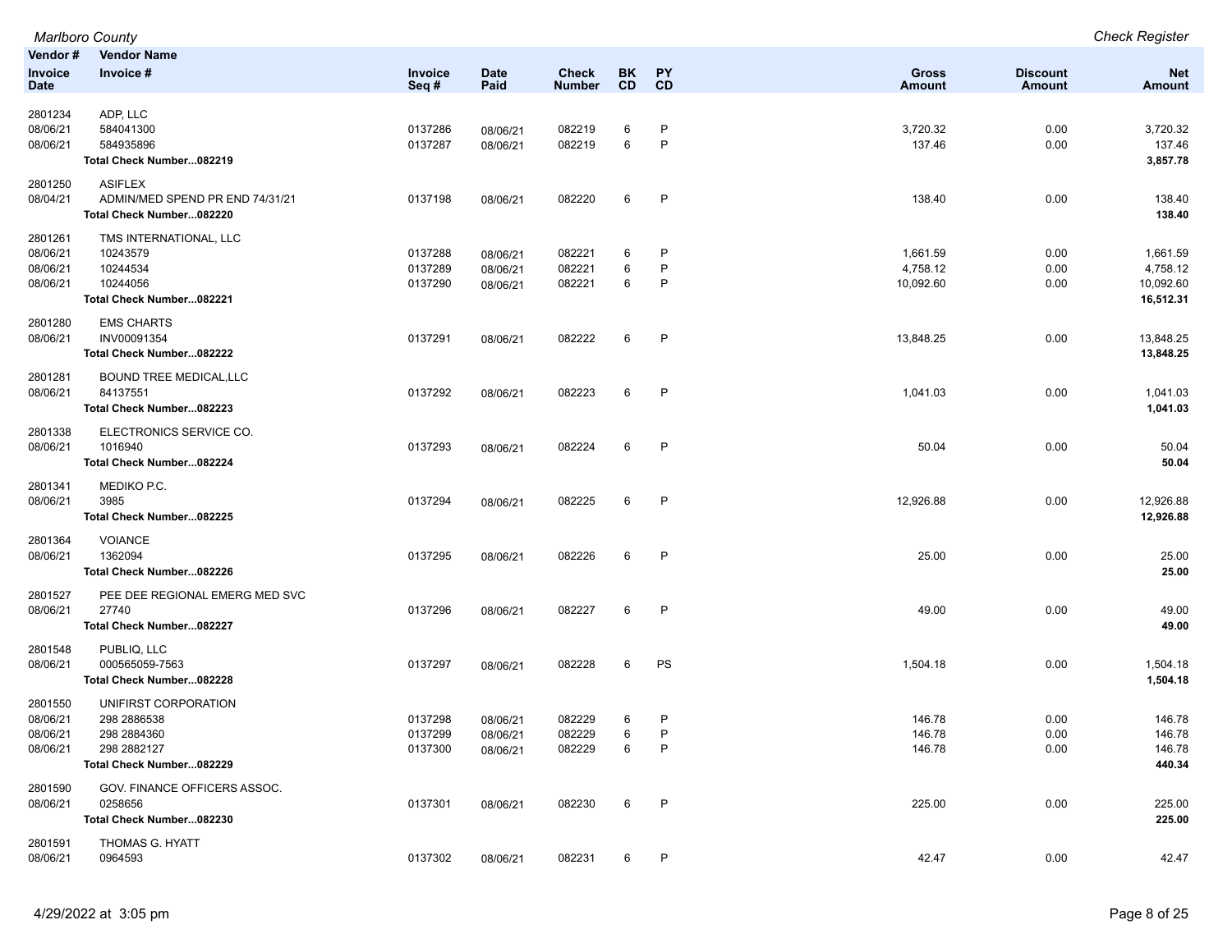| Vendor # / Invoice Date | Vendor Name / Invoice # | Invoice Seq # | Date Paid | Check Number | BK CD | PY CD | Gross Amount | Discount Amount | Net Amount |
|---|---|---|---|---|---|---|---|---|---|
| 2801234 | ADP, LLC | | | | | | | | |
| 08/06/21 | 584041300 | 0137286 | 08/06/21 | 082219 | 6 | P | 3,720.32 | 0.00 | 3,720.32 |
| 08/06/21 | 584935896 | 0137287 | 08/06/21 | 082219 | 6 | P | 137.46 | 0.00 | 137.46 |
| | **Total Check Number...082219** | | | | | | | | **3,857.78** |
| 2801250 | ASIFLEX | | | | | | | | |
| 08/04/21 | ADMIN/MED SPEND PR END 74/31/21 | 0137198 | 08/06/21 | 082220 | 6 | P | 138.40 | 0.00 | 138.40 |
| | **Total Check Number...082220** | | | | | | | | **138.40** |
| 2801261 | TMS INTERNATIONAL, LLC | | | | | | | | |
| 08/06/21 | 10243579 | 0137288 | 08/06/21 | 082221 | 6 | P | 1,661.59 | 0.00 | 1,661.59 |
| 08/06/21 | 10244534 | 0137289 | 08/06/21 | 082221 | 6 | P | 4,758.12 | 0.00 | 4,758.12 |
| 08/06/21 | 10244056 | 0137290 | 08/06/21 | 082221 | 6 | P | 10,092.60 | 0.00 | 10,092.60 |
| | **Total Check Number...082221** | | | | | | | | **16,512.31** |
| 2801280 | EMS CHARTS | | | | | | | | |
| 08/06/21 | INV00091354 | 0137291 | 08/06/21 | 082222 | 6 | P | 13,848.25 | 0.00 | 13,848.25 |
| | **Total Check Number...082222** | | | | | | | | **13,848.25** |
| 2801281 | BOUND TREE MEDICAL,LLC | | | | | | | | |
| 08/06/21 | 84137551 | 0137292 | 08/06/21 | 082223 | 6 | P | 1,041.03 | 0.00 | 1,041.03 |
| | **Total Check Number...082223** | | | | | | | | **1,041.03** |
| 2801338 | ELECTRONICS SERVICE CO. | | | | | | | | |
| 08/06/21 | 1016940 | 0137293 | 08/06/21 | 082224 | 6 | P | 50.04 | 0.00 | 50.04 |
| | **Total Check Number...082224** | | | | | | | | **50.04** |
| 2801341 | MEDIKO P.C. | | | | | | | | |
| 08/06/21 | 3985 | 0137294 | 08/06/21 | 082225 | 6 | P | 12,926.88 | 0.00 | 12,926.88 |
| | **Total Check Number...082225** | | | | | | | | **12,926.88** |
| 2801364 | VOIANCE | | | | | | | | |
| 08/06/21 | 1362094 | 0137295 | 08/06/21 | 082226 | 6 | P | 25.00 | 0.00 | 25.00 |
| | **Total Check Number...082226** | | | | | | | | **25.00** |
| 2801527 | PEE DEE REGIONAL EMERG MED SVC | | | | | | | | |
| 08/06/21 | 27740 | 0137296 | 08/06/21 | 082227 | 6 | P | 49.00 | 0.00 | 49.00 |
| | **Total Check Number...082227** | | | | | | | | **49.00** |
| 2801548 | PUBLIQ, LLC | | | | | | | | |
| 08/06/21 | 000565059-7563 | 0137297 | 08/06/21 | 082228 | 6 | PS | 1,504.18 | 0.00 | 1,504.18 |
| | **Total Check Number...082228** | | | | | | | | **1,504.18** |
| 2801550 | UNIFIRST CORPORATION | | | | | | | | |
| 08/06/21 | 298 2886538 | 0137298 | 08/06/21 | 082229 | 6 | P | 146.78 | 0.00 | 146.78 |
| 08/06/21 | 298 2884360 | 0137299 | 08/06/21 | 082229 | 6 | P | 146.78 | 0.00 | 146.78 |
| 08/06/21 | 298 2882127 | 0137300 | 08/06/21 | 082229 | 6 | P | 146.78 | 0.00 | 146.78 |
| | **Total Check Number...082229** | | | | | | | | **440.34** |
| 2801590 | GOV. FINANCE OFFICERS ASSOC. | | | | | | | | |
| 08/06/21 | 0258656 | 0137301 | 08/06/21 | 082230 | 6 | P | 225.00 | 0.00 | 225.00 |
| | **Total Check Number...082230** | | | | | | | | **225.00** |
| 2801591 | THOMAS G. HYATT | | | | | | | | |
| 08/06/21 | 0964593 | 0137302 | 08/06/21 | 082231 | 6 | P | 42.47 | 0.00 | 42.47 |

4/29/2022 at 3:05 pm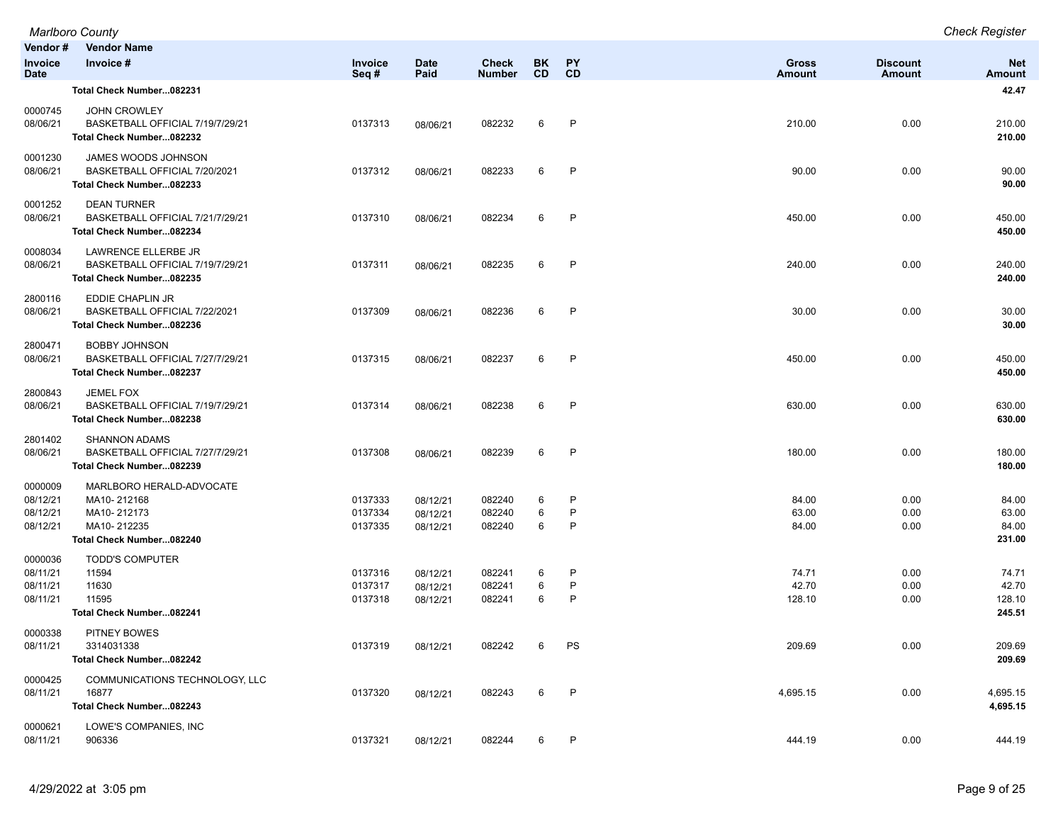*Marlboro County* *Check Register*

| Vendor # / Invoice Date | Vendor Name / Invoice # | Invoice Seq # | Date Paid | Check Number | BK CD | PY CD | Gross Amount | Discount Amount | Net Amount |
|---|---|---|---|---|---|---|---|---|---|
| | **Total Check Number...082231** | | | | | | | | **42.47** |
| 0000745 | JOHN CROWLEY | | | | | | | | |
| 08/06/21 | BASKETBALL OFFICIAL 7/19/7/29/21 | 0137313 | 08/06/21 | 082232 | 6 | P | 210.00 | 0.00 | 210.00 |
| | **Total Check Number...082232** | | | | | | | | **210.00** |
| 0001230 | JAMES WOODS JOHNSON | | | | | | | | |
| 08/06/21 | BASKETBALL OFFICIAL 7/20/2021 | 0137312 | 08/06/21 | 082233 | 6 | P | 90.00 | 0.00 | 90.00 |
| | **Total Check Number...082233** | | | | | | | | **90.00** |
| 0001252 | DEAN TURNER | | | | | | | | |
| 08/06/21 | BASKETBALL OFFICIAL 7/21/7/29/21 | 0137310 | 08/06/21 | 082234 | 6 | P | 450.00 | 0.00 | 450.00 |
| | **Total Check Number...082234** | | | | | | | | **450.00** |
| 0008034 | LAWRENCE ELLERBE JR | | | | | | | | |
| 08/06/21 | BASKETBALL OFFICIAL 7/19/7/29/21 | 0137311 | 08/06/21 | 082235 | 6 | P | 240.00 | 0.00 | 240.00 |
| | **Total Check Number...082235** | | | | | | | | **240.00** |
| 2800116 | EDDIE CHAPLIN JR | | | | | | | | |
| 08/06/21 | BASKETBALL OFFICIAL 7/22/2021 | 0137309 | 08/06/21 | 082236 | 6 | P | 30.00 | 0.00 | 30.00 |
| | **Total Check Number...082236** | | | | | | | | **30.00** |
| 2800471 | BOBBY JOHNSON | | | | | | | | |
| 08/06/21 | BASKETBALL OFFICIAL 7/27/7/29/21 | 0137315 | 08/06/21 | 082237 | 6 | P | 450.00 | 0.00 | 450.00 |
| | **Total Check Number...082237** | | | | | | | | **450.00** |
| 2800843 | JEMEL FOX | | | | | | | | |
| 08/06/21 | BASKETBALL OFFICIAL 7/19/7/29/21 | 0137314 | 08/06/21 | 082238 | 6 | P | 630.00 | 0.00 | 630.00 |
| | **Total Check Number...082238** | | | | | | | | **630.00** |
| 2801402 | SHANNON ADAMS | | | | | | | | |
| 08/06/21 | BASKETBALL OFFICIAL 7/27/7/29/21 | 0137308 | 08/06/21 | 082239 | 6 | P | 180.00 | 0.00 | 180.00 |
| | **Total Check Number...082239** | | | | | | | | **180.00** |
| 0000009 | MARLBORO HERALD-ADVOCATE | | | | | | | | |
| 08/12/21 | MA10- 212168 | 0137333 | 08/12/21 | 082240 | 6 | P | 84.00 | 0.00 | 84.00 |
| 08/12/21 | MA10- 212173 | 0137334 | 08/12/21 | 082240 | 6 | P | 63.00 | 0.00 | 63.00 |
| 08/12/21 | MA10- 212235 | 0137335 | 08/12/21 | 082240 | 6 | P | 84.00 | 0.00 | 84.00 |
| | **Total Check Number...082240** | | | | | | | | **231.00** |
| 0000036 | TODD'S COMPUTER | | | | | | | | |
| 08/11/21 | 11594 | 0137316 | 08/12/21 | 082241 | 6 | P | 74.71 | 0.00 | 74.71 |
| 08/11/21 | 11630 | 0137317 | 08/12/21 | 082241 | 6 | P | 42.70 | 0.00 | 42.70 |
| 08/11/21 | 11595 | 0137318 | 08/12/21 | 082241 | 6 | P | 128.10 | 0.00 | 128.10 |
| | **Total Check Number...082241** | | | | | | | | **245.51** |
| 0000338 | PITNEY BOWES | | | | | | | | |
| 08/11/21 | 3314031338 | 0137319 | 08/12/21 | 082242 | 6 | PS | 209.69 | 0.00 | 209.69 |
| | **Total Check Number...082242** | | | | | | | | **209.69** |
| 0000425 | COMMUNICATIONS TECHNOLOGY, LLC | | | | | | | | |
| 08/11/21 | 16877 | 0137320 | 08/12/21 | 082243 | 6 | P | 4,695.15 | 0.00 | 4,695.15 |
| | **Total Check Number...082243** | | | | | | | | **4,695.15** |
| 0000621 | LOWE'S COMPANIES, INC | | | | | | | | |
| 08/11/21 | 906336 | 0137321 | 08/12/21 | 082244 | 6 | P | 444.19 | 0.00 | 444.19 |

4/29/2022 at 3:05 pm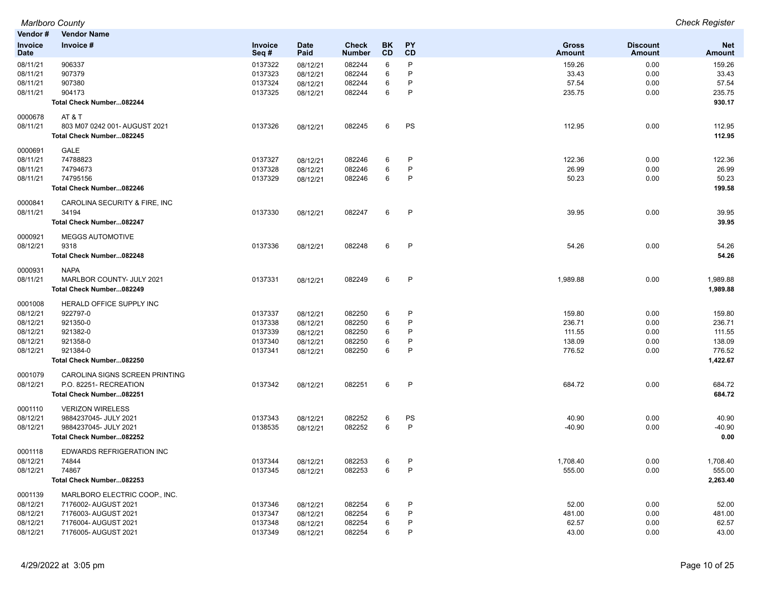| Vendor # | Vendor Name | | | | | | | | |
|---|---|---|---|---|---|---|---|---|---|
| Invoice Date | Invoice # | Invoice Seq # | Date Paid | Check Number | BK CD | PY CD | Gross Amount | Discount Amount | Net Amount |
| 08/11/21 | 906337 | 0137322 | 08/12/21 | 082244 | 6 | P | 159.26 | 0.00 | 159.26 |
| 08/11/21 | 907379 | 0137323 | 08/12/21 | 082244 | 6 | P | 33.43 | 0.00 | 33.43 |
| 08/11/21 | 907380 | 0137324 | 08/12/21 | 082244 | 6 | P | 57.54 | 0.00 | 57.54 |
| 08/11/21 | 904173 | 0137325 | 08/12/21 | 082244 | 6 | P | 235.75 | 0.00 | 235.75 |
| | **Total Check Number...082244** | | | | | | | | **930.17** |
| 0000678 | AT & T | | | | | | | | |
| 08/11/21 | 803 M07 0242 001- AUGUST 2021 | 0137326 | 08/12/21 | 082245 | 6 | PS | 112.95 | 0.00 | 112.95 |
| | **Total Check Number...082245** | | | | | | | | **112.95** |
| 0000691 | GALE | | | | | | | | |
| 08/11/21 | 74788823 | 0137327 | 08/12/21 | 082246 | 6 | P | 122.36 | 0.00 | 122.36 |
| 08/11/21 | 74794673 | 0137328 | 08/12/21 | 082246 | 6 | P | 26.99 | 0.00 | 26.99 |
| 08/11/21 | 74795156 | 0137329 | 08/12/21 | 082246 | 6 | P | 50.23 | 0.00 | 50.23 |
| | **Total Check Number...082246** | | | | | | | | **199.58** |
| 0000841 | CAROLINA SECURITY & FIRE, INC | | | | | | | | |
| 08/11/21 | 34194 | 0137330 | 08/12/21 | 082247 | 6 | P | 39.95 | 0.00 | 39.95 |
| | **Total Check Number...082247** | | | | | | | | **39.95** |
| 0000921 | MEGGS AUTOMOTIVE | | | | | | | | |
| 08/12/21 | 9318 | 0137336 | 08/12/21 | 082248 | 6 | P | 54.26 | 0.00 | 54.26 |
| | **Total Check Number...082248** | | | | | | | | **54.26** |
| 0000931 | NAPA | | | | | | | | |
| 08/11/21 | MARLBOR COUNTY- JULY 2021 | 0137331 | 08/12/21 | 082249 | 6 | P | 1,989.88 | 0.00 | 1,989.88 |
| | **Total Check Number...082249** | | | | | | | | **1,989.88** |
| 0001008 | HERALD OFFICE SUPPLY INC | | | | | | | | |
| 08/12/21 | 922797-0 | 0137337 | 08/12/21 | 082250 | 6 | P | 159.80 | 0.00 | 159.80 |
| 08/12/21 | 921350-0 | 0137338 | 08/12/21 | 082250 | 6 | P | 236.71 | 0.00 | 236.71 |
| 08/12/21 | 921382-0 | 0137339 | 08/12/21 | 082250 | 6 | P | 111.55 | 0.00 | 111.55 |
| 08/12/21 | 921358-0 | 0137340 | 08/12/21 | 082250 | 6 | P | 138.09 | 0.00 | 138.09 |
| 08/12/21 | 921384-0 | 0137341 | 08/12/21 | 082250 | 6 | P | 776.52 | 0.00 | 776.52 |
| | **Total Check Number...082250** | | | | | | | | **1,422.67** |
| 0001079 | CAROLINA SIGNS SCREEN PRINTING | | | | | | | | |
| 08/12/21 | P.O. 82251- RECREATION | 0137342 | 08/12/21 | 082251 | 6 | P | 684.72 | 0.00 | 684.72 |
| | **Total Check Number...082251** | | | | | | | | **684.72** |
| 0001110 | VERIZON WIRELESS | | | | | | | | |
| 08/12/21 | 9884237045- JULY 2021 | 0137343 | 08/12/21 | 082252 | 6 | PS | 40.90 | 0.00 | 40.90 |
| 08/12/21 | 9884237045- JULY 2021 | 0138535 | 08/12/21 | 082252 | 6 | P | -40.90 | 0.00 | -40.90 |
| | **Total Check Number...082252** | | | | | | | | **0.00** |
| 0001118 | EDWARDS REFRIGERATION INC | | | | | | | | |
| 08/12/21 | 74844 | 0137344 | 08/12/21 | 082253 | 6 | P | 1,708.40 | 0.00 | 1,708.40 |
| 08/12/21 | 74867 | 0137345 | 08/12/21 | 082253 | 6 | P | 555.00 | 0.00 | 555.00 |
| | **Total Check Number...082253** | | | | | | | | **2,263.40** |
| 0001139 | MARLBORO ELECTRIC COOP., INC. | | | | | | | | |
| 08/12/21 | 7176002- AUGUST 2021 | 0137346 | 08/12/21 | 082254 | 6 | P | 52.00 | 0.00 | 52.00 |
| 08/12/21 | 7176003- AUGUST 2021 | 0137347 | 08/12/21 | 082254 | 6 | P | 481.00 | 0.00 | 481.00 |
| 08/12/21 | 7176004- AUGUST 2021 | 0137348 | 08/12/21 | 082254 | 6 | P | 62.57 | 0.00 | 62.57 |
| 08/12/21 | 7176005- AUGUST 2021 | 0137349 | 08/12/21 | 082254 | 6 | P | 43.00 | 0.00 | 43.00 |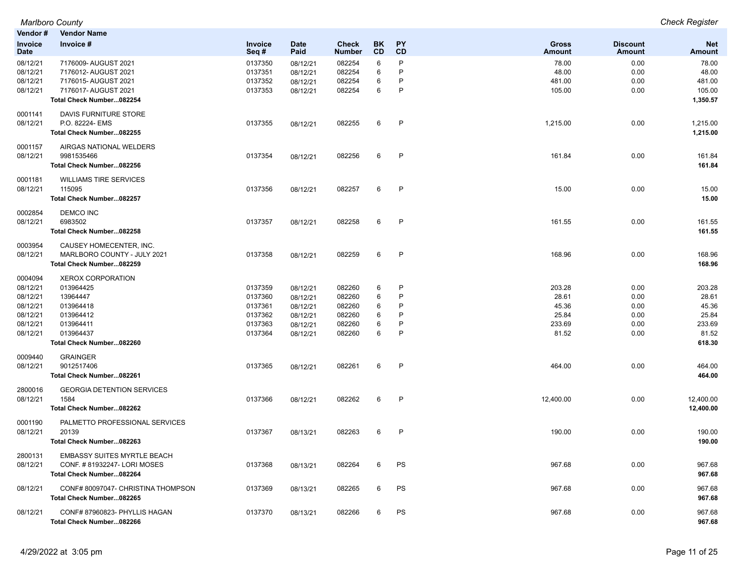| Vendor # | Vendor Name | | | | | | | | |
|---|---|---|---|---|---|---|---|---|---|
| Invoice Date | Invoice # | Invoice Seq # | Date Paid | Check Number | BK CD | PY CD | Gross Amount | Discount Amount | Net Amount |
| 08/12/21 | 7176009- AUGUST 2021 | 0137350 | 08/12/21 | 082254 | 6 | P | 78.00 | 0.00 | 78.00 |
| 08/12/21 | 7176012- AUGUST 2021 | 0137351 | 08/12/21 | 082254 | 6 | P | 48.00 | 0.00 | 48.00 |
| 08/12/21 | 7176015- AUGUST 2021 | 0137352 | 08/12/21 | 082254 | 6 | P | 481.00 | 0.00 | 481.00 |
| 08/12/21 | 7176017- AUGUST 2021 | 0137353 | 08/12/21 | 082254 | 6 | P | 105.00 | 0.00 | 105.00 |
| | **Total Check Number...082254** | | | | | | | | **1,350.57** |
| 0001141 | DAVIS FURNITURE STORE | | | | | | | | |
| 08/12/21 | P.O. 82224- EMS | 0137355 | 08/12/21 | 082255 | 6 | P | 1,215.00 | 0.00 | 1,215.00 |
| | **Total Check Number...082255** | | | | | | | | **1,215.00** |
| 0001157 | AIRGAS NATIONAL WELDERS | | | | | | | | |
| 08/12/21 | 9981535466 | 0137354 | 08/12/21 | 082256 | 6 | P | 161.84 | 0.00 | 161.84 |
| | **Total Check Number...082256** | | | | | | | | **161.84** |
| 0001181 | WILLIAMS TIRE SERVICES | | | | | | | | |
| 08/12/21 | 115095 | 0137356 | 08/12/21 | 082257 | 6 | P | 15.00 | 0.00 | 15.00 |
| | **Total Check Number...082257** | | | | | | | | **15.00** |
| 0002854 | DEMCO INC | | | | | | | | |
| 08/12/21 | 6983502 | 0137357 | 08/12/21 | 082258 | 6 | P | 161.55 | 0.00 | 161.55 |
| | **Total Check Number...082258** | | | | | | | | **161.55** |
| 0003954 | CAUSEY HOMECENTER, INC. | | | | | | | | |
| 08/12/21 | MARLBORO COUNTY - JULY 2021 | 0137358 | 08/12/21 | 082259 | 6 | P | 168.96 | 0.00 | 168.96 |
| | **Total Check Number...082259** | | | | | | | | **168.96** |
| 0004094 | XEROX CORPORATION | | | | | | | | |
| 08/12/21 | 013964425 | 0137359 | 08/12/21 | 082260 | 6 | P | 203.28 | 0.00 | 203.28 |
| 08/12/21 | 13964447 | 0137360 | 08/12/21 | 082260 | 6 | P | 28.61 | 0.00 | 28.61 |
| 08/12/21 | 013964418 | 0137361 | 08/12/21 | 082260 | 6 | P | 45.36 | 0.00 | 45.36 |
| 08/12/21 | 013964412 | 0137362 | 08/12/21 | 082260 | 6 | P | 25.84 | 0.00 | 25.84 |
| 08/12/21 | 013964411 | 0137363 | 08/12/21 | 082260 | 6 | P | 233.69 | 0.00 | 233.69 |
| 08/12/21 | 013964437 | 0137364 | 08/12/21 | 082260 | 6 | P | 81.52 | 0.00 | 81.52 |
| | **Total Check Number...082260** | | | | | | | | **618.30** |
| 0009440 | GRAINGER | | | | | | | | |
| 08/12/21 | 9012517406 | 0137365 | 08/12/21 | 082261 | 6 | P | 464.00 | 0.00 | 464.00 |
| | **Total Check Number...082261** | | | | | | | | **464.00** |
| 2800016 | GEORGIA DETENTION SERVICES | | | | | | | | |
| 08/12/21 | 1584 | 0137366 | 08/12/21 | 082262 | 6 | P | 12,400.00 | 0.00 | 12,400.00 |
| | **Total Check Number...082262** | | | | | | | | **12,400.00** |
| 0001190 | PALMETTO PROFESSIONAL SERVICES | | | | | | | | |
| 08/12/21 | 20139 | 0137367 | 08/13/21 | 082263 | 6 | P | 190.00 | 0.00 | 190.00 |
| | **Total Check Number...082263** | | | | | | | | **190.00** |
| 2800131 | EMBASSY SUITES MYRTLE BEACH | | | | | | | | |
| 08/12/21 | CONF. # 81932247- LORI MOSES | 0137368 | 08/13/21 | 082264 | 6 | PS | 967.68 | 0.00 | 967.68 |
| | **Total Check Number...082264** | | | | | | | | **967.68** |
| 08/12/21 | CONF# 80097047- CHRISTINA THOMPSON | 0137369 | 08/13/21 | 082265 | 6 | PS | 967.68 | 0.00 | 967.68 |
| | **Total Check Number...082265** | | | | | | | | **967.68** |
| 08/12/21 | CONF# 87960823- PHYLLIS HAGAN | 0137370 | 08/13/21 | 082266 | 6 | PS | 967.68 | 0.00 | 967.68 |
| | **Total Check Number...082266** | | | | | | | | **967.68** |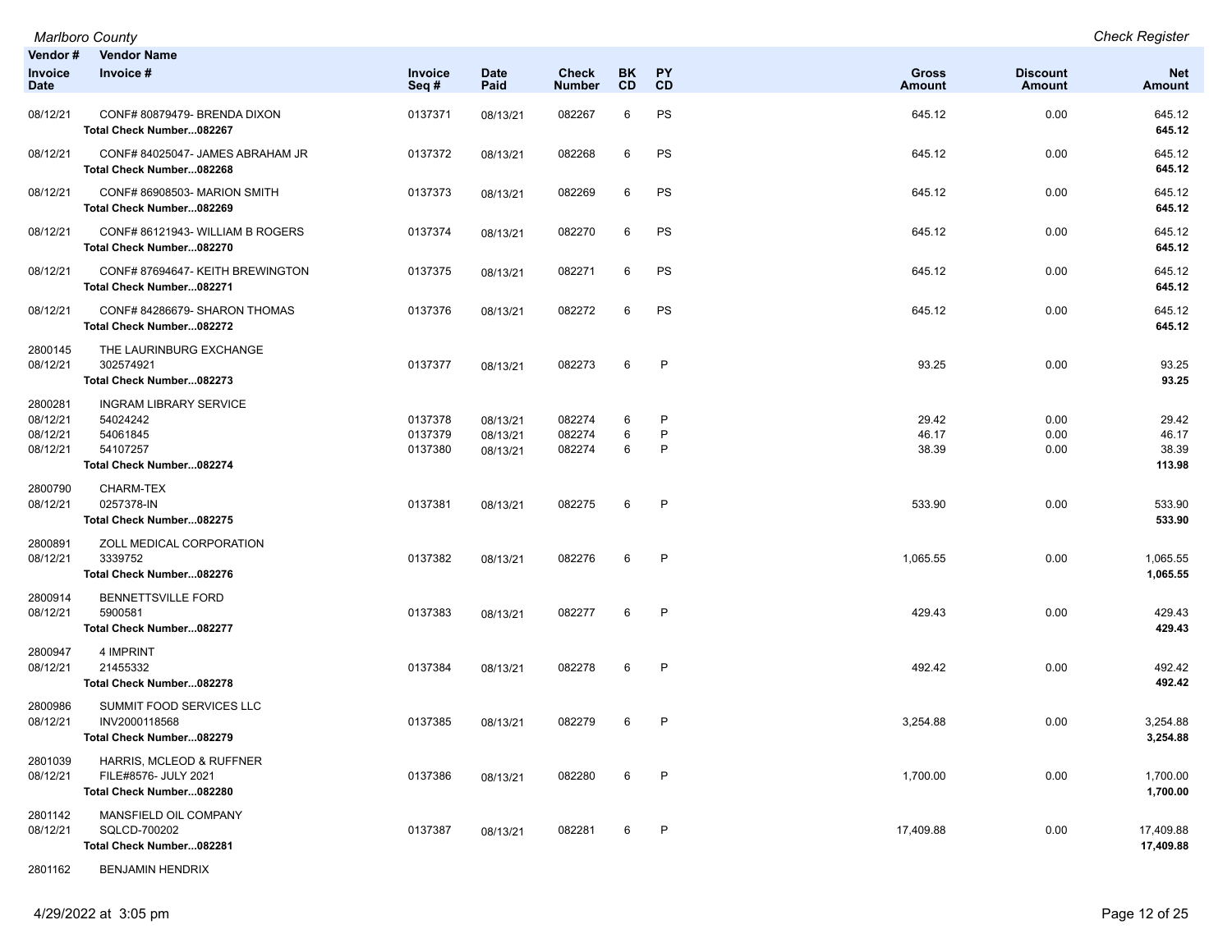| Vendor # / Invoice Date | Vendor Name / Invoice # | Invoice Seq # | Date Paid | Check Number | BK CD | PY CD | Gross Amount | Discount Amount | Net Amount |
|---|---|---|---|---|---|---|---|---|---|
| 08/12/21 | CONF# 80879479- BRENDA DIXON | 0137371 | 08/13/21 | 082267 | 6 | PS | 645.12 | 0.00 | 645.12 |
| | **Total Check Number...082267** | | | | | | | | **645.12** |
| 08/12/21 | CONF# 84025047- JAMES ABRAHAM JR | 0137372 | 08/13/21 | 082268 | 6 | PS | 645.12 | 0.00 | 645.12 |
| | **Total Check Number...082268** | | | | | | | | **645.12** |
| 08/12/21 | CONF# 86908503- MARION SMITH | 0137373 | 08/13/21 | 082269 | 6 | PS | 645.12 | 0.00 | 645.12 |
| | **Total Check Number...082269** | | | | | | | | **645.12** |
| 08/12/21 | CONF# 86121943- WILLIAM B ROGERS | 0137374 | 08/13/21 | 082270 | 6 | PS | 645.12 | 0.00 | 645.12 |
| | **Total Check Number...082270** | | | | | | | | **645.12** |
| 08/12/21 | CONF# 87694647- KEITH BREWINGTON | 0137375 | 08/13/21 | 082271 | 6 | PS | 645.12 | 0.00 | 645.12 |
| | **Total Check Number...082271** | | | | | | | | **645.12** |
| 08/12/21 | CONF# 84286679- SHARON THOMAS | 0137376 | 08/13/21 | 082272 | 6 | PS | 645.12 | 0.00 | 645.12 |
| | **Total Check Number...082272** | | | | | | | | **645.12** |
| 2800145 | THE LAURINBURG EXCHANGE | | | | | | | | |
| 08/12/21 | 302574921 | 0137377 | 08/13/21 | 082273 | 6 | P | 93.25 | 0.00 | 93.25 |
| | **Total Check Number...082273** | | | | | | | | **93.25** |
| 2800281 | INGRAM LIBRARY SERVICE | | | | | | | | |
| 08/12/21 | 54024242 | 0137378 | 08/13/21 | 082274 | 6 | P | 29.42 | 0.00 | 29.42 |
| 08/12/21 | 54061845 | 0137379 | 08/13/21 | 082274 | 6 | P | 46.17 | 0.00 | 46.17 |
| 08/12/21 | 54107257 | 0137380 | 08/13/21 | 082274 | 6 | P | 38.39 | 0.00 | 38.39 |
| | **Total Check Number...082274** | | | | | | | | **113.98** |
| 2800790 | CHARM-TEX | | | | | | | | |
| 08/12/21 | 0257378-IN | 0137381 | 08/13/21 | 082275 | 6 | P | 533.90 | 0.00 | 533.90 |
| | **Total Check Number...082275** | | | | | | | | **533.90** |
| 2800891 | ZOLL MEDICAL CORPORATION | | | | | | | | |
| 08/12/21 | 3339752 | 0137382 | 08/13/21 | 082276 | 6 | P | 1,065.55 | 0.00 | 1,065.55 |
| | **Total Check Number...082276** | | | | | | | | **1,065.55** |
| 2800914 | BENNETTSVILLE FORD | | | | | | | | |
| 08/12/21 | 5900581 | 0137383 | 08/13/21 | 082277 | 6 | P | 429.43 | 0.00 | 429.43 |
| | **Total Check Number...082277** | | | | | | | | **429.43** |
| 2800947 | 4 IMPRINT | | | | | | | | |
| 08/12/21 | 21455332 | 0137384 | 08/13/21 | 082278 | 6 | P | 492.42 | 0.00 | 492.42 |
| | **Total Check Number...082278** | | | | | | | | **492.42** |
| 2800986 | SUMMIT FOOD SERVICES LLC | | | | | | | | |
| 08/12/21 | INV2000118568 | 0137385 | 08/13/21 | 082279 | 6 | P | 3,254.88 | 0.00 | 3,254.88 |
| | **Total Check Number...082279** | | | | | | | | **3,254.88** |
| 2801039 | HARRIS, MCLEOD & RUFFNER | | | | | | | | |
| 08/12/21 | FILE#8576- JULY 2021 | 0137386 | 08/13/21 | 082280 | 6 | P | 1,700.00 | 0.00 | 1,700.00 |
| | **Total Check Number...082280** | | | | | | | | **1,700.00** |
| 2801142 | MANSFIELD OIL COMPANY | | | | | | | | |
| 08/12/21 | SQLCD-700202 | 0137387 | 08/13/21 | 082281 | 6 | P | 17,409.88 | 0.00 | 17,409.88 |
| | **Total Check Number...082281** | | | | | | | | **17,409.88** |
| 2801162 | BENJAMIN HENDRIX | | | | | | | | |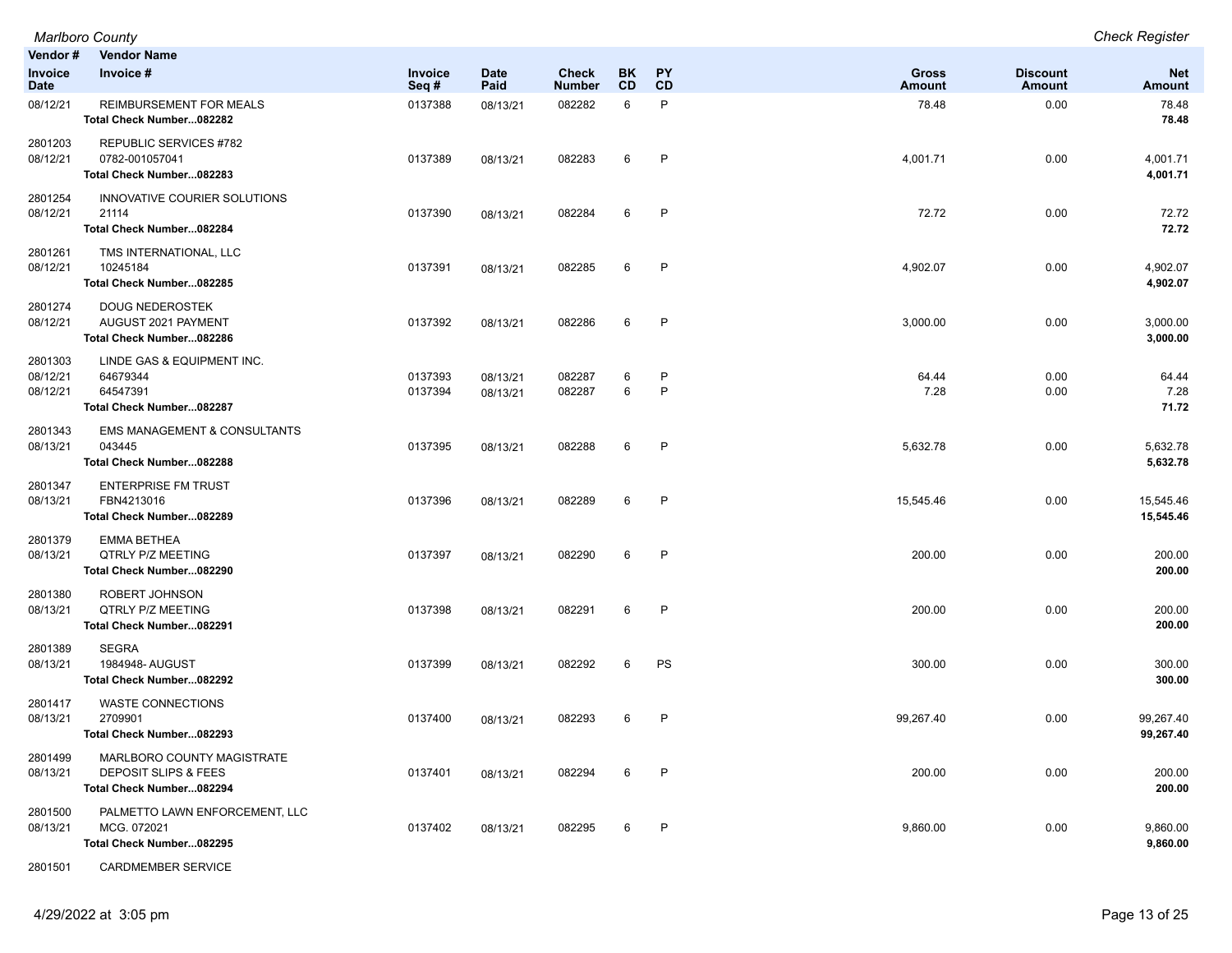| Vendor # / Invoice Date | Vendor Name / Invoice # | Invoice Seq # | Date Paid | Check Number | BK CD | PY CD | Gross Amount | Discount Amount | Net Amount |
|---|---|---|---|---|---|---|---|---|---|
| 08/12/21 | REIMBURSEMENT FOR MEALS | 0137388 | 08/13/21 | 082282 | 6 | P | 78.48 | 0.00 | 78.48 |
| | **Total Check Number...082282** | | | | | | | | **78.48** |
| 2801203 | REPUBLIC SERVICES #782 | | | | | | | | |
| 08/12/21 | 0782-001057041 | 0137389 | 08/13/21 | 082283 | 6 | P | 4,001.71 | 0.00 | 4,001.71 |
| | **Total Check Number...082283** | | | | | | | | **4,001.71** |
| 2801254 | INNOVATIVE COURIER SOLUTIONS | | | | | | | | |
| 08/12/21 | 21114 | 0137390 | 08/13/21 | 082284 | 6 | P | 72.72 | 0.00 | 72.72 |
| | **Total Check Number...082284** | | | | | | | | **72.72** |
| 2801261 | TMS INTERNATIONAL, LLC | | | | | | | | |
| 08/12/21 | 10245184 | 0137391 | 08/13/21 | 082285 | 6 | P | 4,902.07 | 0.00 | 4,902.07 |
| | **Total Check Number...082285** | | | | | | | | **4,902.07** |
| 2801274 | DOUG NEDEROSTEK | | | | | | | | |
| 08/12/21 | AUGUST 2021 PAYMENT | 0137392 | 08/13/21 | 082286 | 6 | P | 3,000.00 | 0.00 | 3,000.00 |
| | **Total Check Number...082286** | | | | | | | | **3,000.00** |
| 2801303 | LINDE GAS & EQUIPMENT INC. | | | | | | | | |
| 08/12/21 | 64679344 | 0137393 | 08/13/21 | 082287 | 6 | P | 64.44 | 0.00 | 64.44 |
| 08/12/21 | 64547391 | 0137394 | 08/13/21 | 082287 | 6 | P | 7.28 | 0.00 | 7.28 |
| | **Total Check Number...082287** | | | | | | | | **71.72** |
| 2801343 | EMS MANAGEMENT & CONSULTANTS | | | | | | | | |
| 08/13/21 | 043445 | 0137395 | 08/13/21 | 082288 | 6 | P | 5,632.78 | 0.00 | 5,632.78 |
| | **Total Check Number...082288** | | | | | | | | **5,632.78** |
| 2801347 | ENTERPRISE FM TRUST | | | | | | | | |
| 08/13/21 | FBN4213016 | 0137396 | 08/13/21 | 082289 | 6 | P | 15,545.46 | 0.00 | 15,545.46 |
| | **Total Check Number...082289** | | | | | | | | **15,545.46** |
| 2801379 | EMMA BETHEA | | | | | | | | |
| 08/13/21 | QTRLY P/Z MEETING | 0137397 | 08/13/21 | 082290 | 6 | P | 200.00 | 0.00 | 200.00 |
| | **Total Check Number...082290** | | | | | | | | **200.00** |
| 2801380 | ROBERT JOHNSON | | | | | | | | |
| 08/13/21 | QTRLY P/Z MEETING | 0137398 | 08/13/21 | 082291 | 6 | P | 200.00 | 0.00 | 200.00 |
| | **Total Check Number...082291** | | | | | | | | **200.00** |
| 2801389 | SEGRA | | | | | | | | |
| 08/13/21 | 1984948- AUGUST | 0137399 | 08/13/21 | 082292 | 6 | PS | 300.00 | 0.00 | 300.00 |
| | **Total Check Number...082292** | | | | | | | | **300.00** |
| 2801417 | WASTE CONNECTIONS | | | | | | | | |
| 08/13/21 | 2709901 | 0137400 | 08/13/21 | 082293 | 6 | P | 99,267.40 | 0.00 | 99,267.40 |
| | **Total Check Number...082293** | | | | | | | | **99,267.40** |
| 2801499 | MARLBORO COUNTY MAGISTRATE | | | | | | | | |
| 08/13/21 | DEPOSIT SLIPS & FEES | 0137401 | 08/13/21 | 082294 | 6 | P | 200.00 | 0.00 | 200.00 |
| | **Total Check Number...082294** | | | | | | | | **200.00** |
| 2801500 | PALMETTO LAWN ENFORCEMENT, LLC | | | | | | | | |
| 08/13/21 | MCG. 072021 | 0137402 | 08/13/21 | 082295 | 6 | P | 9,860.00 | 0.00 | 9,860.00 |
| | **Total Check Number...082295** | | | | | | | | **9,860.00** |
| 2801501 | CARDMEMBER SERVICE | | | | | | | | |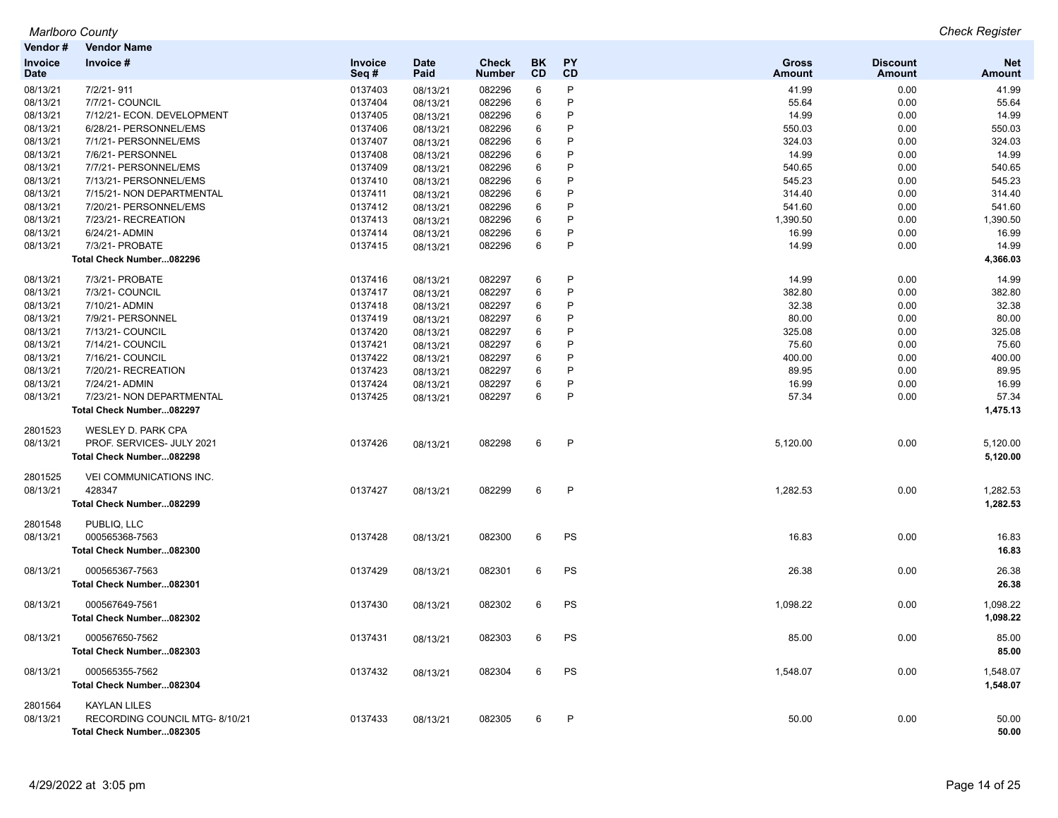| Vendor # Invoice Date | Vendor Name Invoice # | Invoice Seq # | Date Paid | Check Number | BK CD | PY CD | Gross Amount | Discount Amount | Net Amount |
|---|---|---|---|---|---|---|---|---|---|
| 08/13/21 | 7/2/21- 911 | 0137403 | 08/13/21 | 082296 | 6 | P | 41.99 | 0.00 | 41.99 |
| 08/13/21 | 7/7/21- COUNCIL | 0137404 | 08/13/21 | 082296 | 6 | P | 55.64 | 0.00 | 55.64 |
| 08/13/21 | 7/12/21- ECON. DEVELOPMENT | 0137405 | 08/13/21 | 082296 | 6 | P | 14.99 | 0.00 | 14.99 |
| 08/13/21 | 6/28/21- PERSONNEL/EMS | 0137406 | 08/13/21 | 082296 | 6 | P | 550.03 | 0.00 | 550.03 |
| 08/13/21 | 7/1/21- PERSONNEL/EMS | 0137407 | 08/13/21 | 082296 | 6 | P | 324.03 | 0.00 | 324.03 |
| 08/13/21 | 7/6/21- PERSONNEL | 0137408 | 08/13/21 | 082296 | 6 | P | 14.99 | 0.00 | 14.99 |
| 08/13/21 | 7/7/21- PERSONNEL/EMS | 0137409 | 08/13/21 | 082296 | 6 | P | 540.65 | 0.00 | 540.65 |
| 08/13/21 | 7/13/21- PERSONNEL/EMS | 0137410 | 08/13/21 | 082296 | 6 | P | 545.23 | 0.00 | 545.23 |
| 08/13/21 | 7/15/21- NON DEPARTMENTAL | 0137411 | 08/13/21 | 082296 | 6 | P | 314.40 | 0.00 | 314.40 |
| 08/13/21 | 7/20/21- PERSONNEL/EMS | 0137412 | 08/13/21 | 082296 | 6 | P | 541.60 | 0.00 | 541.60 |
| 08/13/21 | 7/23/21- RECREATION | 0137413 | 08/13/21 | 082296 | 6 | P | 1,390.50 | 0.00 | 1,390.50 |
| 08/13/21 | 6/24/21- ADMIN | 0137414 | 08/13/21 | 082296 | 6 | P | 16.99 | 0.00 | 16.99 |
| 08/13/21 | 7/3/21- PROBATE | 0137415 | 08/13/21 | 082296 | 6 | P | 14.99 | 0.00 | 14.99 |
| | **Total Check Number...082296** | | | | | | | | **4,366.03** |
| 08/13/21 | 7/3/21- PROBATE | 0137416 | 08/13/21 | 082297 | 6 | P | 14.99 | 0.00 | 14.99 |
| 08/13/21 | 7/3/21- COUNCIL | 0137417 | 08/13/21 | 082297 | 6 | P | 382.80 | 0.00 | 382.80 |
| 08/13/21 | 7/10/21- ADMIN | 0137418 | 08/13/21 | 082297 | 6 | P | 32.38 | 0.00 | 32.38 |
| 08/13/21 | 7/9/21- PERSONNEL | 0137419 | 08/13/21 | 082297 | 6 | P | 80.00 | 0.00 | 80.00 |
| 08/13/21 | 7/13/21- COUNCIL | 0137420 | 08/13/21 | 082297 | 6 | P | 325.08 | 0.00 | 325.08 |
| 08/13/21 | 7/14/21- COUNCIL | 0137421 | 08/13/21 | 082297 | 6 | P | 75.60 | 0.00 | 75.60 |
| 08/13/21 | 7/16/21- COUNCIL | 0137422 | 08/13/21 | 082297 | 6 | P | 400.00 | 0.00 | 400.00 |
| 08/13/21 | 7/20/21- RECREATION | 0137423 | 08/13/21 | 082297 | 6 | P | 89.95 | 0.00 | 89.95 |
| 08/13/21 | 7/24/21- ADMIN | 0137424 | 08/13/21 | 082297 | 6 | P | 16.99 | 0.00 | 16.99 |
| 08/13/21 | 7/23/21- NON DEPARTMENTAL | 0137425 | 08/13/21 | 082297 | 6 | P | 57.34 | 0.00 | 57.34 |
| | **Total Check Number...082297** | | | | | | | | **1,475.13** |
| 2801523 | WESLEY D. PARK CPA | | | | | | | | |
| 08/13/21 | PROF. SERVICES- JULY 2021 | 0137426 | 08/13/21 | 082298 | 6 | P | 5,120.00 | 0.00 | 5,120.00 |
| | **Total Check Number...082298** | | | | | | | | **5,120.00** |
| 2801525 | VEI COMMUNICATIONS INC. | | | | | | | | |
| 08/13/21 | 428347 | 0137427 | 08/13/21 | 082299 | 6 | P | 1,282.53 | 0.00 | 1,282.53 |
| | **Total Check Number...082299** | | | | | | | | **1,282.53** |
| 2801548 | PUBLIQ, LLC | | | | | | | | |
| 08/13/21 | 000565368-7563 | 0137428 | 08/13/21 | 082300 | 6 | PS | 16.83 | 0.00 | 16.83 |
| | **Total Check Number...082300** | | | | | | | | **16.83** |
| 08/13/21 | 000565367-7563 | 0137429 | 08/13/21 | 082301 | 6 | PS | 26.38 | 0.00 | 26.38 |
| | **Total Check Number...082301** | | | | | | | | **26.38** |
| 08/13/21 | 000567649-7561 | 0137430 | 08/13/21 | 082302 | 6 | PS | 1,098.22 | 0.00 | 1,098.22 |
| | **Total Check Number...082302** | | | | | | | | **1,098.22** |
| 08/13/21 | 000567650-7562 | 0137431 | 08/13/21 | 082303 | 6 | PS | 85.00 | 0.00 | 85.00 |
| | **Total Check Number...082303** | | | | | | | | **85.00** |
| 08/13/21 | 000565355-7562 | 0137432 | 08/13/21 | 082304 | 6 | PS | 1,548.07 | 0.00 | 1,548.07 |
| | **Total Check Number...082304** | | | | | | | | **1,548.07** |
| 2801564 | KAYLAN LILES | | | | | | | | |
| 08/13/21 | RECORDING COUNCIL MTG- 8/10/21 | 0137433 | 08/13/21 | 082305 | 6 | P | 50.00 | 0.00 | 50.00 |
| | **Total Check Number...082305** | | | | | | | | **50.00** |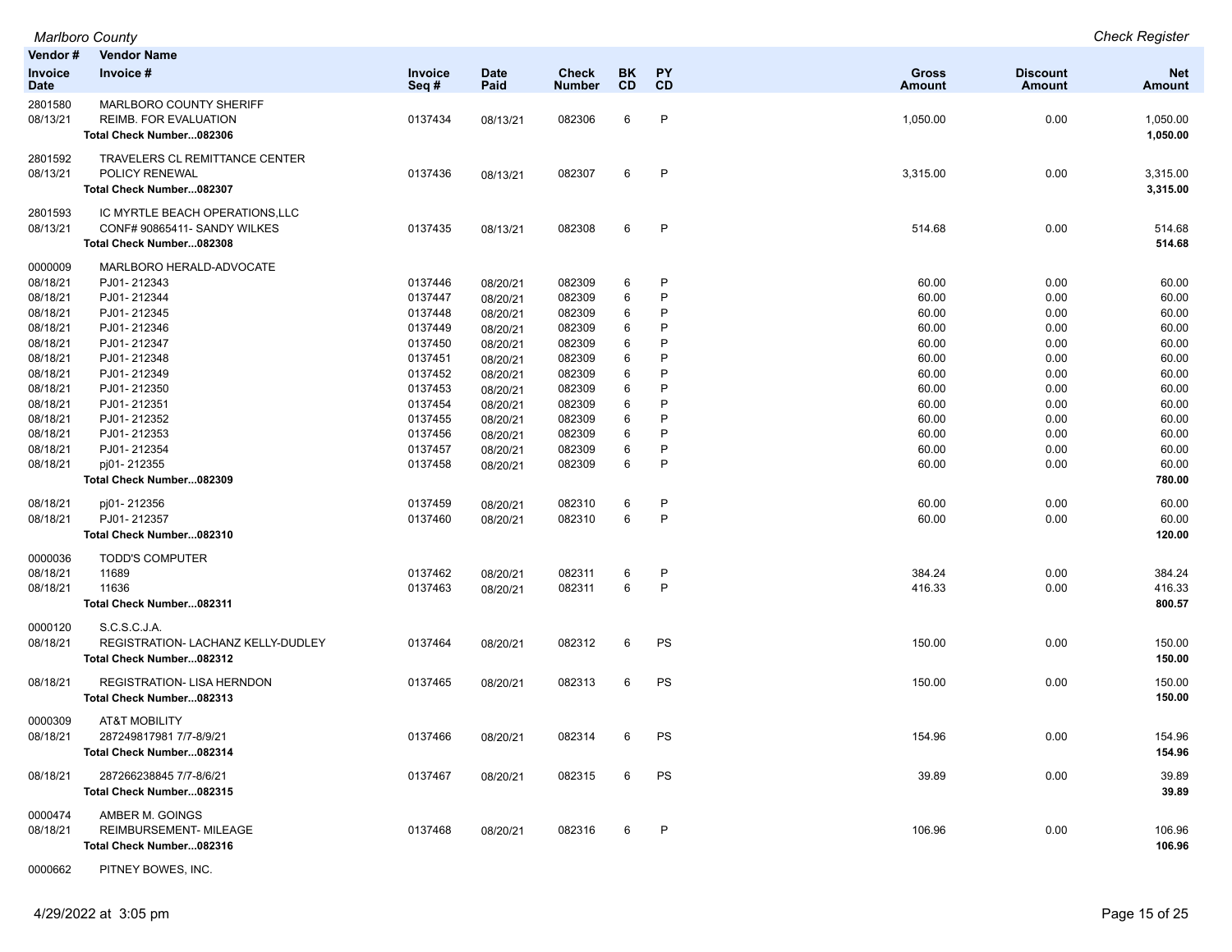*Marlboro County* | *Check Register*

| Vendor # / Invoice Date | Vendor Name / Invoice # | Invoice Seq # | Date Paid | Check Number | BK CD | PY CD | Gross Amount | Discount Amount | Net Amount |
|---|---|---|---|---|---|---|---|---|---|
| 2801580 | MARLBORO COUNTY SHERIFF | | | | | | | | |
| 08/13/21 | REIMB. FOR EVALUATION | 0137434 | 08/13/21 | 082306 | 6 | P | 1,050.00 | 0.00 | 1,050.00 |
| | **Total Check Number...082306** | | | | | | | | **1,050.00** |
| 2801592 | TRAVELERS CL REMITTANCE CENTER | | | | | | | | |
| 08/13/21 | POLICY RENEWAL | 0137436 | 08/13/21 | 082307 | 6 | P | 3,315.00 | 0.00 | 3,315.00 |
| | **Total Check Number...082307** | | | | | | | | **3,315.00** |
| 2801593 | IC MYRTLE BEACH OPERATIONS,LLC | | | | | | | | |
| 08/13/21 | CONF# 90865411- SANDY WILKES | 0137435 | 08/13/21 | 082308 | 6 | P | 514.68 | 0.00 | 514.68 |
| | **Total Check Number...082308** | | | | | | | | **514.68** |
| 0000009 | MARLBORO HERALD-ADVOCATE | | | | | | | | |
| 08/18/21 | PJ01- 212343 | 0137446 | 08/20/21 | 082309 | 6 | P | 60.00 | 0.00 | 60.00 |
| 08/18/21 | PJ01- 212344 | 0137447 | 08/20/21 | 082309 | 6 | P | 60.00 | 0.00 | 60.00 |
| 08/18/21 | PJ01- 212345 | 0137448 | 08/20/21 | 082309 | 6 | P | 60.00 | 0.00 | 60.00 |
| 08/18/21 | PJ01- 212346 | 0137449 | 08/20/21 | 082309 | 6 | P | 60.00 | 0.00 | 60.00 |
| 08/18/21 | PJ01- 212347 | 0137450 | 08/20/21 | 082309 | 6 | P | 60.00 | 0.00 | 60.00 |
| 08/18/21 | PJ01- 212348 | 0137451 | 08/20/21 | 082309 | 6 | P | 60.00 | 0.00 | 60.00 |
| 08/18/21 | PJ01- 212349 | 0137452 | 08/20/21 | 082309 | 6 | P | 60.00 | 0.00 | 60.00 |
| 08/18/21 | PJ01- 212350 | 0137453 | 08/20/21 | 082309 | 6 | P | 60.00 | 0.00 | 60.00 |
| 08/18/21 | PJ01- 212351 | 0137454 | 08/20/21 | 082309 | 6 | P | 60.00 | 0.00 | 60.00 |
| 08/18/21 | PJ01- 212352 | 0137455 | 08/20/21 | 082309 | 6 | P | 60.00 | 0.00 | 60.00 |
| 08/18/21 | PJ01- 212353 | 0137456 | 08/20/21 | 082309 | 6 | P | 60.00 | 0.00 | 60.00 |
| 08/18/21 | PJ01- 212354 | 0137457 | 08/20/21 | 082309 | 6 | P | 60.00 | 0.00 | 60.00 |
| 08/18/21 | pj01- 212355 | 0137458 | 08/20/21 | 082309 | 6 | P | 60.00 | 0.00 | 60.00 |
| | **Total Check Number...082309** | | | | | | | | **780.00** |
| 08/18/21 | pj01- 212356 | 0137459 | 08/20/21 | 082310 | 6 | P | 60.00 | 0.00 | 60.00 |
| 08/18/21 | PJ01- 212357 | 0137460 | 08/20/21 | 082310 | 6 | P | 60.00 | 0.00 | 60.00 |
| | **Total Check Number...082310** | | | | | | | | **120.00** |
| 0000036 | TODD'S COMPUTER | | | | | | | | |
| 08/18/21 | 11689 | 0137462 | 08/20/21 | 082311 | 6 | P | 384.24 | 0.00 | 384.24 |
| 08/18/21 | 11636 | 0137463 | 08/20/21 | 082311 | 6 | P | 416.33 | 0.00 | 416.33 |
| | **Total Check Number...082311** | | | | | | | | **800.57** |
| 0000120 | S.C.S.C.J.A. | | | | | | | | |
| 08/18/21 | REGISTRATION- LACHANZ KELLY-DUDLEY | 0137464 | 08/20/21 | 082312 | 6 | PS | 150.00 | 0.00 | 150.00 |
| | **Total Check Number...082312** | | | | | | | | **150.00** |
| 08/18/21 | REGISTRATION- LISA HERNDON | 0137465 | 08/20/21 | 082313 | 6 | PS | 150.00 | 0.00 | 150.00 |
| | **Total Check Number...082313** | | | | | | | | **150.00** |
| 0000309 | AT&T MOBILITY | | | | | | | | |
| 08/18/21 | 287249817981 7/7-8/9/21 | 0137466 | 08/20/21 | 082314 | 6 | PS | 154.96 | 0.00 | 154.96 |
| | **Total Check Number...082314** | | | | | | | | **154.96** |
| 08/18/21 | 287266238845 7/7-8/6/21 | 0137467 | 08/20/21 | 082315 | 6 | PS | 39.89 | 0.00 | 39.89 |
| | **Total Check Number...082315** | | | | | | | | **39.89** |
| 0000474 | AMBER M. GOINGS | | | | | | | | |
| 08/18/21 | REIMBURSEMENT- MILEAGE | 0137468 | 08/20/21 | 082316 | 6 | P | 106.96 | 0.00 | 106.96 |
| | **Total Check Number...082316** | | | | | | | | **106.96** |
| 0000662 | PITNEY BOWES, INC. | | | | | | | | |

4/29/2022 at 3:05 pm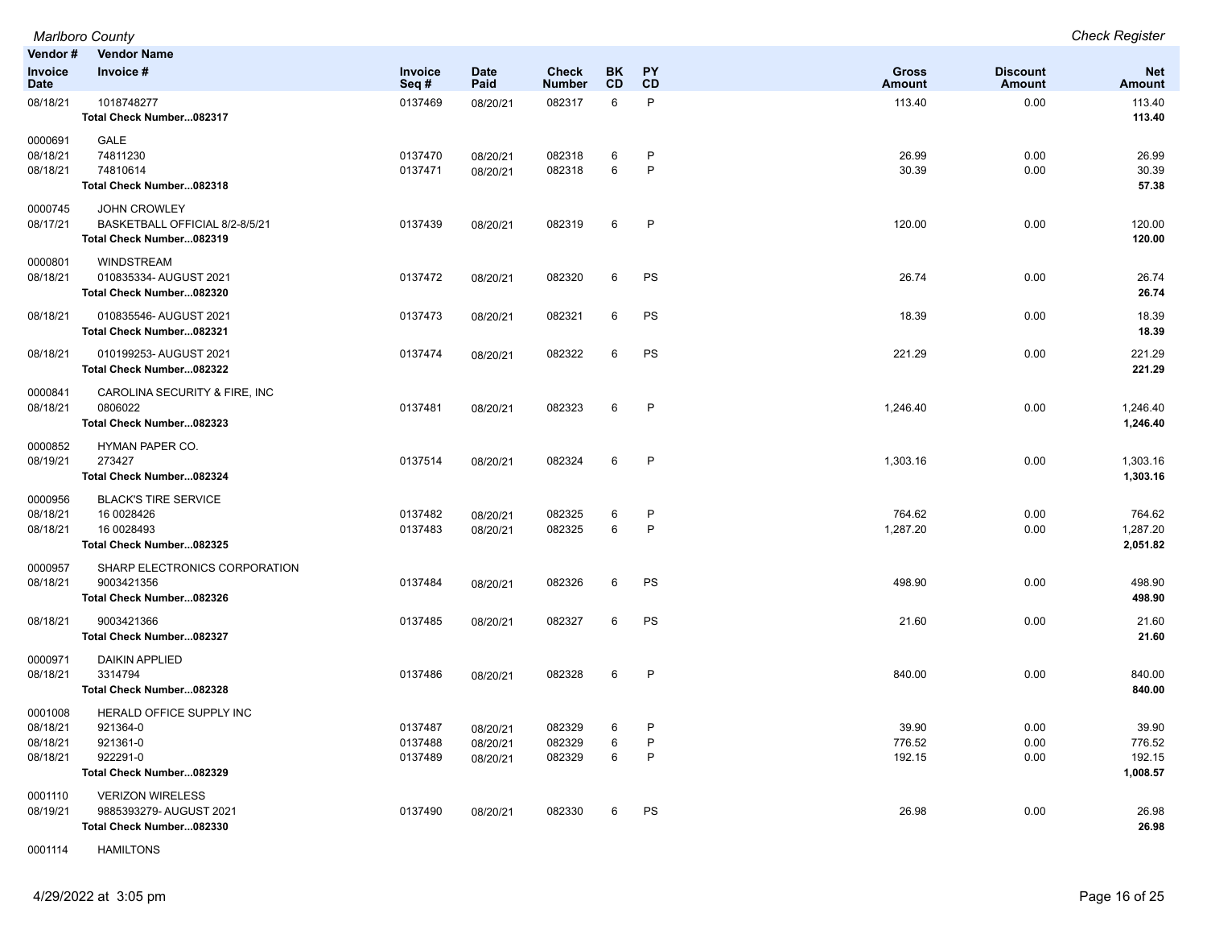| Vendor # | Vendor Name | | | | | | | | |
|---|---|---|---|---|---|---|---|---|---|
| Invoice Date | Invoice # | Invoice Seq # | Date Paid | Check Number | BK CD | PY CD | Gross Amount | Discount Amount | Net Amount |
| 08/18/21 | 1018748277 | 0137469 | 08/20/21 | 082317 | 6 | P | 113.40 | 0.00 | 113.40 |
| | **Total Check Number...082317** | | | | | | | | **113.40** |
| 0000691 | GALE | | | | | | | | |
| 08/18/21 | 74811230 | 0137470 | 08/20/21 | 082318 | 6 | P | 26.99 | 0.00 | 26.99 |
| 08/18/21 | 74810614 | 0137471 | 08/20/21 | 082318 | 6 | P | 30.39 | 0.00 | 30.39 |
| | **Total Check Number...082318** | | | | | | | | **57.38** |
| 0000745 | JOHN CROWLEY | | | | | | | | |
| 08/17/21 | BASKETBALL OFFICIAL 8/2-8/5/21 | 0137439 | 08/20/21 | 082319 | 6 | P | 120.00 | 0.00 | 120.00 |
| | **Total Check Number...082319** | | | | | | | | **120.00** |
| 0000801 | WINDSTREAM | | | | | | | | |
| 08/18/21 | 010835334- AUGUST 2021 | 0137472 | 08/20/21 | 082320 | 6 | PS | 26.74 | 0.00 | 26.74 |
| | **Total Check Number...082320** | | | | | | | | **26.74** |
| 08/18/21 | 010835546- AUGUST 2021 | 0137473 | 08/20/21 | 082321 | 6 | PS | 18.39 | 0.00 | 18.39 |
| | **Total Check Number...082321** | | | | | | | | **18.39** |
| 08/18/21 | 010199253- AUGUST 2021 | 0137474 | 08/20/21 | 082322 | 6 | PS | 221.29 | 0.00 | 221.29 |
| | **Total Check Number...082322** | | | | | | | | **221.29** |
| 0000841 | CAROLINA SECURITY & FIRE, INC | | | | | | | | |
| 08/18/21 | 0806022 | 0137481 | 08/20/21 | 082323 | 6 | P | 1,246.40 | 0.00 | 1,246.40 |
| | **Total Check Number...082323** | | | | | | | | **1,246.40** |
| 0000852 | HYMAN PAPER CO. | | | | | | | | |
| 08/19/21 | 273427 | 0137514 | 08/20/21 | 082324 | 6 | P | 1,303.16 | 0.00 | 1,303.16 |
| | **Total Check Number...082324** | | | | | | | | **1,303.16** |
| 0000956 | BLACK'S TIRE SERVICE | | | | | | | | |
| 08/18/21 | 16 0028426 | 0137482 | 08/20/21 | 082325 | 6 | P | 764.62 | 0.00 | 764.62 |
| 08/18/21 | 16 0028493 | 0137483 | 08/20/21 | 082325 | 6 | P | 1,287.20 | 0.00 | 1,287.20 |
| | **Total Check Number...082325** | | | | | | | | **2,051.82** |
| 0000957 | SHARP ELECTRONICS CORPORATION | | | | | | | | |
| 08/18/21 | 9003421356 | 0137484 | 08/20/21 | 082326 | 6 | PS | 498.90 | 0.00 | 498.90 |
| | **Total Check Number...082326** | | | | | | | | **498.90** |
| 08/18/21 | 9003421366 | 0137485 | 08/20/21 | 082327 | 6 | PS | 21.60 | 0.00 | 21.60 |
| | **Total Check Number...082327** | | | | | | | | **21.60** |
| 0000971 | DAIKIN APPLIED | | | | | | | | |
| 08/18/21 | 3314794 | 0137486 | 08/20/21 | 082328 | 6 | P | 840.00 | 0.00 | 840.00 |
| | **Total Check Number...082328** | | | | | | | | **840.00** |
| 0001008 | HERALD OFFICE SUPPLY INC | | | | | | | | |
| 08/18/21 | 921364-0 | 0137487 | 08/20/21 | 082329 | 6 | P | 39.90 | 0.00 | 39.90 |
| 08/18/21 | 921361-0 | 0137488 | 08/20/21 | 082329 | 6 | P | 776.52 | 0.00 | 776.52 |
| 08/18/21 | 922291-0 | 0137489 | 08/20/21 | 082329 | 6 | P | 192.15 | 0.00 | 192.15 |
| | **Total Check Number...082329** | | | | | | | | **1,008.57** |
| 0001110 | VERIZON WIRELESS | | | | | | | | |
| 08/19/21 | 9885393279- AUGUST 2021 | 0137490 | 08/20/21 | 082330 | 6 | PS | 26.98 | 0.00 | 26.98 |
| | **Total Check Number...082330** | | | | | | | | **26.98** |
| 0001114 | HAMILTONS | | | | | | | | |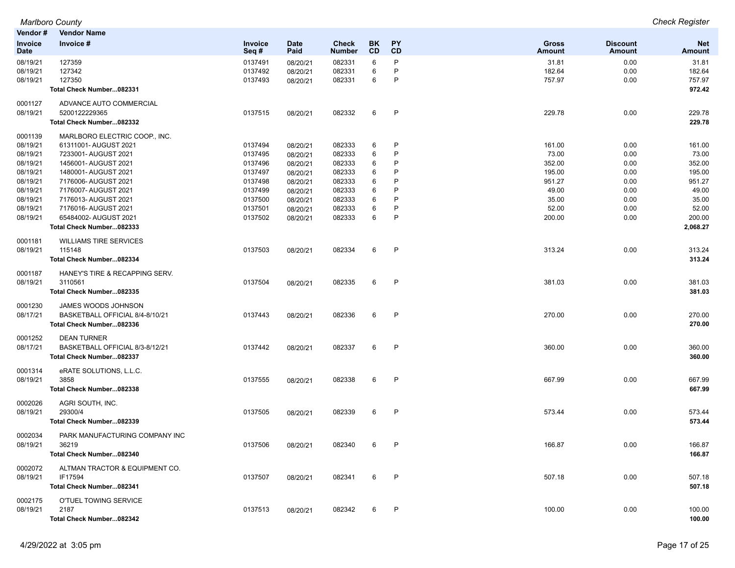*Marlboro County* — *Check Register*

| Vendor # / Invoice Date | Vendor Name / Invoice # | Invoice Seq # | Date Paid | Check Number | BK CD | PY CD | Gross Amount | Discount Amount | Net Amount |
|---|---|---|---|---|---|---|---|---|---|
| 08/19/21 | 127359 | 0137491 | 08/20/21 | 082331 | 6 | P | 31.81 | 0.00 | 31.81 |
| 08/19/21 | 127342 | 0137492 | 08/20/21 | 082331 | 6 | P | 182.64 | 0.00 | 182.64 |
| 08/19/21 | 127350 | 0137493 | 08/20/21 | 082331 | 6 | P | 757.97 | 0.00 | 757.97 |
| | **Total Check Number...082331** | | | | | | | | **972.42** |
| 0001127 | ADVANCE AUTO COMMERCIAL | | | | | | | | |
| 08/19/21 | 5200122229365 | 0137515 | 08/20/21 | 082332 | 6 | P | 229.78 | 0.00 | 229.78 |
| | **Total Check Number...082332** | | | | | | | | **229.78** |
| 0001139 | MARLBORO ELECTRIC COOP., INC. | | | | | | | | |
| 08/19/21 | 61311001- AUGUST 2021 | 0137494 | 08/20/21 | 082333 | 6 | P | 161.00 | 0.00 | 161.00 |
| 08/19/21 | 7233001- AUGUST 2021 | 0137495 | 08/20/21 | 082333 | 6 | P | 73.00 | 0.00 | 73.00 |
| 08/19/21 | 1456001- AUGUST 2021 | 0137496 | 08/20/21 | 082333 | 6 | P | 352.00 | 0.00 | 352.00 |
| 08/19/21 | 1480001- AUGUST 2021 | 0137497 | 08/20/21 | 082333 | 6 | P | 195.00 | 0.00 | 195.00 |
| 08/19/21 | 7176006- AUGUST 2021 | 0137498 | 08/20/21 | 082333 | 6 | P | 951.27 | 0.00 | 951.27 |
| 08/19/21 | 7176007- AUGUST 2021 | 0137499 | 08/20/21 | 082333 | 6 | P | 49.00 | 0.00 | 49.00 |
| 08/19/21 | 7176013- AUGUST 2021 | 0137500 | 08/20/21 | 082333 | 6 | P | 35.00 | 0.00 | 35.00 |
| 08/19/21 | 7176016- AUGUST 2021 | 0137501 | 08/20/21 | 082333 | 6 | P | 52.00 | 0.00 | 52.00 |
| 08/19/21 | 65484002- AUGUST 2021 | 0137502 | 08/20/21 | 082333 | 6 | P | 200.00 | 0.00 | 200.00 |
| | **Total Check Number...082333** | | | | | | | | **2,068.27** |
| 0001181 | WILLIAMS TIRE SERVICES | | | | | | | | |
| 08/19/21 | 115148 | 0137503 | 08/20/21 | 082334 | 6 | P | 313.24 | 0.00 | 313.24 |
| | **Total Check Number...082334** | | | | | | | | **313.24** |
| 0001187 | HANEY'S TIRE & RECAPPING SERV. | | | | | | | | |
| 08/19/21 | 3110561 | 0137504 | 08/20/21 | 082335 | 6 | P | 381.03 | 0.00 | 381.03 |
| | **Total Check Number...082335** | | | | | | | | **381.03** |
| 0001230 | JAMES WOODS JOHNSON | | | | | | | | |
| 08/17/21 | BASKETBALL OFFICIAL 8/4-8/10/21 | 0137443 | 08/20/21 | 082336 | 6 | P | 270.00 | 0.00 | 270.00 |
| | **Total Check Number...082336** | | | | | | | | **270.00** |
| 0001252 | DEAN TURNER | | | | | | | | |
| 08/17/21 | BASKETBALL OFFICIAL 8/3-8/12/21 | 0137442 | 08/20/21 | 082337 | 6 | P | 360.00 | 0.00 | 360.00 |
| | **Total Check Number...082337** | | | | | | | | **360.00** |
| 0001314 | eRATE SOLUTIONS, L.L.C. | | | | | | | | |
| 08/19/21 | 3858 | 0137555 | 08/20/21 | 082338 | 6 | P | 667.99 | 0.00 | 667.99 |
| | **Total Check Number...082338** | | | | | | | | **667.99** |
| 0002026 | AGRI SOUTH, INC. | | | | | | | | |
| 08/19/21 | 29300/4 | 0137505 | 08/20/21 | 082339 | 6 | P | 573.44 | 0.00 | 573.44 |
| | **Total Check Number...082339** | | | | | | | | **573.44** |
| 0002034 | PARK MANUFACTURING COMPANY INC | | | | | | | | |
| 08/19/21 | 36219 | 0137506 | 08/20/21 | 082340 | 6 | P | 166.87 | 0.00 | 166.87 |
| | **Total Check Number...082340** | | | | | | | | **166.87** |
| 0002072 | ALTMAN TRACTOR & EQUIPMENT CO. | | | | | | | | |
| 08/19/21 | IF17594 | 0137507 | 08/20/21 | 082341 | 6 | P | 507.18 | 0.00 | 507.18 |
| | **Total Check Number...082341** | | | | | | | | **507.18** |
| 0002175 | O'TUEL TOWING SERVICE | | | | | | | | |
| 08/19/21 | 2187 | 0137513 | 08/20/21 | 082342 | 6 | P | 100.00 | 0.00 | 100.00 |
| | **Total Check Number...082342** | | | | | | | | **100.00** |

4/29/2022 at 3:05 pm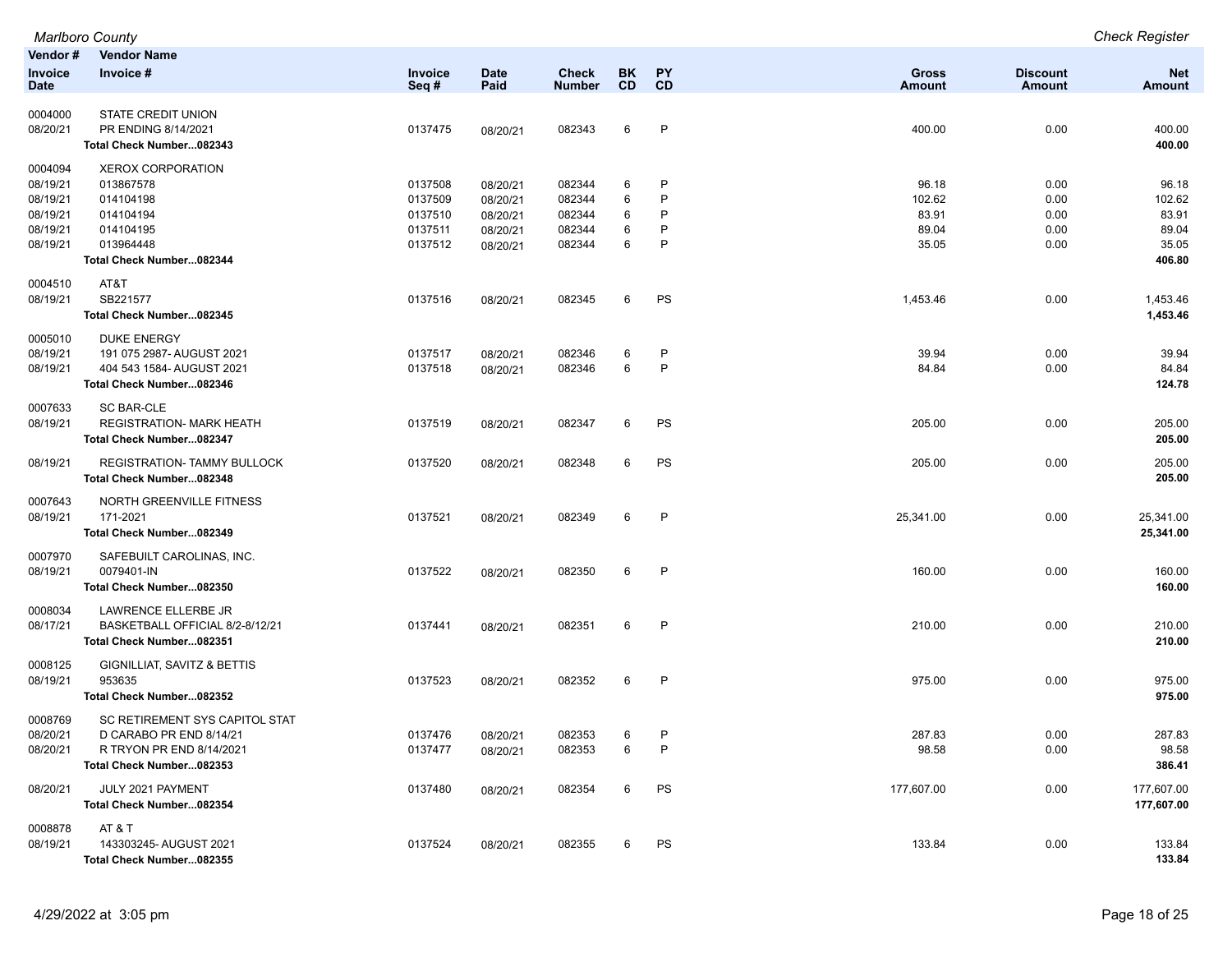| Vendor # / Invoice Date | Vendor Name / Invoice # | Invoice Seq # | Date Paid | Check Number | BK CD | PY CD | Gross Amount | Discount Amount | Net Amount |
|---|---|---|---|---|---|---|---|---|---|
| 0004000 | STATE CREDIT UNION | | | | | | | | |
| 08/20/21 | PR ENDING 8/14/2021 | 0137475 | 08/20/21 | 082343 | 6 | P | 400.00 | 0.00 | 400.00 |
| | **Total Check Number...082343** | | | | | | | | **400.00** |
| 0004094 | XEROX CORPORATION | | | | | | | | |
| 08/19/21 | 013867578 | 0137508 | 08/20/21 | 082344 | 6 | P | 96.18 | 0.00 | 96.18 |
| 08/19/21 | 014104198 | 0137509 | 08/20/21 | 082344 | 6 | P | 102.62 | 0.00 | 102.62 |
| 08/19/21 | 014104194 | 0137510 | 08/20/21 | 082344 | 6 | P | 83.91 | 0.00 | 83.91 |
| 08/19/21 | 014104195 | 0137511 | 08/20/21 | 082344 | 6 | P | 89.04 | 0.00 | 89.04 |
| 08/19/21 | 013964448 | 0137512 | 08/20/21 | 082344 | 6 | P | 35.05 | 0.00 | 35.05 |
| | **Total Check Number...082344** | | | | | | | | **406.80** |
| 0004510 | AT&T | | | | | | | | |
| 08/19/21 | SB221577 | 0137516 | 08/20/21 | 082345 | 6 | PS | 1,453.46 | 0.00 | 1,453.46 |
| | **Total Check Number...082345** | | | | | | | | **1,453.46** |
| 0005010 | DUKE ENERGY | | | | | | | | |
| 08/19/21 | 191 075 2987- AUGUST 2021 | 0137517 | 08/20/21 | 082346 | 6 | P | 39.94 | 0.00 | 39.94 |
| 08/19/21 | 404 543 1584- AUGUST 2021 | 0137518 | 08/20/21 | 082346 | 6 | P | 84.84 | 0.00 | 84.84 |
| | **Total Check Number...082346** | | | | | | | | **124.78** |
| 0007633 | SC BAR-CLE | | | | | | | | |
| 08/19/21 | REGISTRATION- MARK HEATH | 0137519 | 08/20/21 | 082347 | 6 | PS | 205.00 | 0.00 | 205.00 |
| | **Total Check Number...082347** | | | | | | | | **205.00** |
| 08/19/21 | REGISTRATION- TAMMY BULLOCK | 0137520 | 08/20/21 | 082348 | 6 | PS | 205.00 | 0.00 | 205.00 |
| | **Total Check Number...082348** | | | | | | | | **205.00** |
| 0007643 | NORTH GREENVILLE FITNESS | | | | | | | | |
| 08/19/21 | 171-2021 | 0137521 | 08/20/21 | 082349 | 6 | P | 25,341.00 | 0.00 | 25,341.00 |
| | **Total Check Number...082349** | | | | | | | | **25,341.00** |
| 0007970 | SAFEBUILT CAROLINAS, INC. | | | | | | | | |
| 08/19/21 | 0079401-IN | 0137522 | 08/20/21 | 082350 | 6 | P | 160.00 | 0.00 | 160.00 |
| | **Total Check Number...082350** | | | | | | | | **160.00** |
| 0008034 | LAWRENCE ELLERBE JR | | | | | | | | |
| 08/17/21 | BASKETBALL OFFICIAL 8/2-8/12/21 | 0137441 | 08/20/21 | 082351 | 6 | P | 210.00 | 0.00 | 210.00 |
| | **Total Check Number...082351** | | | | | | | | **210.00** |
| 0008125 | GIGNILLIAT, SAVITZ & BETTIS | | | | | | | | |
| 08/19/21 | 953635 | 0137523 | 08/20/21 | 082352 | 6 | P | 975.00 | 0.00 | 975.00 |
| | **Total Check Number...082352** | | | | | | | | **975.00** |
| 0008769 | SC RETIREMENT SYS CAPITOL STAT | | | | | | | | |
| 08/20/21 | D CARABO PR END 8/14/21 | 0137476 | 08/20/21 | 082353 | 6 | P | 287.83 | 0.00 | 287.83 |
| 08/20/21 | R TRYON PR END 8/14/2021 | 0137477 | 08/20/21 | 082353 | 6 | P | 98.58 | 0.00 | 98.58 |
| | **Total Check Number...082353** | | | | | | | | **386.41** |
| 08/20/21 | JULY 2021 PAYMENT | 0137480 | 08/20/21 | 082354 | 6 | PS | 177,607.00 | 0.00 | 177,607.00 |
| | **Total Check Number...082354** | | | | | | | | **177,607.00** |
| 0008878 | AT & T | | | | | | | | |
| 08/19/21 | 143303245- AUGUST 2021 | 0137524 | 08/20/21 | 082355 | 6 | PS | 133.84 | 0.00 | 133.84 |
| | **Total Check Number...082355** | | | | | | | | **133.84** |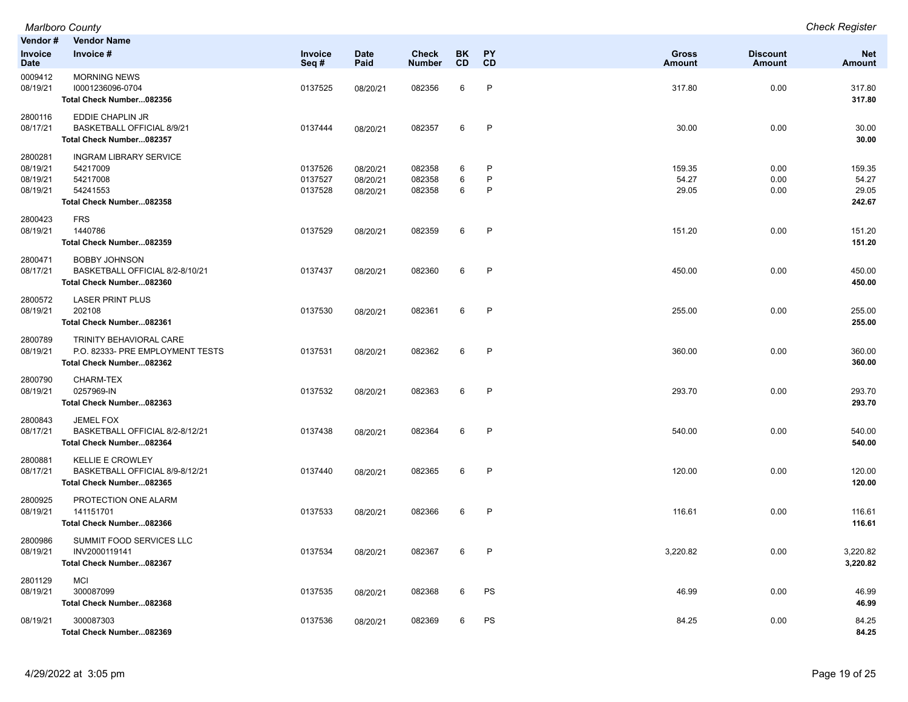Marlboro County

Check Register

| Vendor # / Invoice Date | Vendor Name / Invoice # | Invoice Seq # | Date Paid | Check Number | BK CD | PY CD | Gross Amount | Discount Amount | Net Amount |
|---|---|---|---|---|---|---|---|---|---|
| 0009412 | MORNING NEWS | | | | | | | | |
| 08/19/21 | I0001236096-0704 | 0137525 | 08/20/21 | 082356 | 6 | P | 317.80 | 0.00 | 317.80 |
| | **Total Check Number...082356** | | | | | | | | **317.80** |
| 2800116 | EDDIE CHAPLIN JR | | | | | | | | |
| 08/17/21 | BASKETBALL OFFICIAL 8/9/21 | 0137444 | 08/20/21 | 082357 | 6 | P | 30.00 | 0.00 | 30.00 |
| | **Total Check Number...082357** | | | | | | | | **30.00** |
| 2800281 | INGRAM LIBRARY SERVICE | | | | | | | | |
| 08/19/21 | 54217009 | 0137526 | 08/20/21 | 082358 | 6 | P | 159.35 | 0.00 | 159.35 |
| 08/19/21 | 54217008 | 0137527 | 08/20/21 | 082358 | 6 | P | 54.27 | 0.00 | 54.27 |
| 08/19/21 | 54241553 | 0137528 | 08/20/21 | 082358 | 6 | P | 29.05 | 0.00 | 29.05 |
| | **Total Check Number...082358** | | | | | | | | **242.67** |
| 2800423 | FRS | | | | | | | | |
| 08/19/21 | 1440786 | 0137529 | 08/20/21 | 082359 | 6 | P | 151.20 | 0.00 | 151.20 |
| | **Total Check Number...082359** | | | | | | | | **151.20** |
| 2800471 | BOBBY JOHNSON | | | | | | | | |
| 08/17/21 | BASKETBALL OFFICIAL 8/2-8/10/21 | 0137437 | 08/20/21 | 082360 | 6 | P | 450.00 | 0.00 | 450.00 |
| | **Total Check Number...082360** | | | | | | | | **450.00** |
| 2800572 | LASER PRINT PLUS | | | | | | | | |
| 08/19/21 | 202108 | 0137530 | 08/20/21 | 082361 | 6 | P | 255.00 | 0.00 | 255.00 |
| | **Total Check Number...082361** | | | | | | | | **255.00** |
| 2800789 | TRINITY BEHAVIORAL CARE | | | | | | | | |
| 08/19/21 | P.O. 82333- PRE EMPLOYMENT TESTS | 0137531 | 08/20/21 | 082362 | 6 | P | 360.00 | 0.00 | 360.00 |
| | **Total Check Number...082362** | | | | | | | | **360.00** |
| 2800790 | CHARM-TEX | | | | | | | | |
| 08/19/21 | 0257969-IN | 0137532 | 08/20/21 | 082363 | 6 | P | 293.70 | 0.00 | 293.70 |
| | **Total Check Number...082363** | | | | | | | | **293.70** |
| 2800843 | JEMEL FOX | | | | | | | | |
| 08/17/21 | BASKETBALL OFFICIAL 8/2-8/12/21 | 0137438 | 08/20/21 | 082364 | 6 | P | 540.00 | 0.00 | 540.00 |
| | **Total Check Number...082364** | | | | | | | | **540.00** |
| 2800881 | KELLIE E CROWLEY | | | | | | | | |
| 08/17/21 | BASKETBALL OFFICIAL 8/9-8/12/21 | 0137440 | 08/20/21 | 082365 | 6 | P | 120.00 | 0.00 | 120.00 |
| | **Total Check Number...082365** | | | | | | | | **120.00** |
| 2800925 | PROTECTION ONE ALARM | | | | | | | | |
| 08/19/21 | 141151701 | 0137533 | 08/20/21 | 082366 | 6 | P | 116.61 | 0.00 | 116.61 |
| | **Total Check Number...082366** | | | | | | | | **116.61** |
| 2800986 | SUMMIT FOOD SERVICES LLC | | | | | | | | |
| 08/19/21 | INV2000119141 | 0137534 | 08/20/21 | 082367 | 6 | P | 3,220.82 | 0.00 | 3,220.82 |
| | **Total Check Number...082367** | | | | | | | | **3,220.82** |
| 2801129 | MCI | | | | | | | | |
| 08/19/21 | 300087099 | 0137535 | 08/20/21 | 082368 | 6 | PS | 46.99 | 0.00 | 46.99 |
| | **Total Check Number...082368** | | | | | | | | **46.99** |
| 08/19/21 | 300087303 | 0137536 | 08/20/21 | 082369 | 6 | PS | 84.25 | 0.00 | 84.25 |
| | **Total Check Number...082369** | | | | | | | | **84.25** |

4/29/2022 at 3:05 pm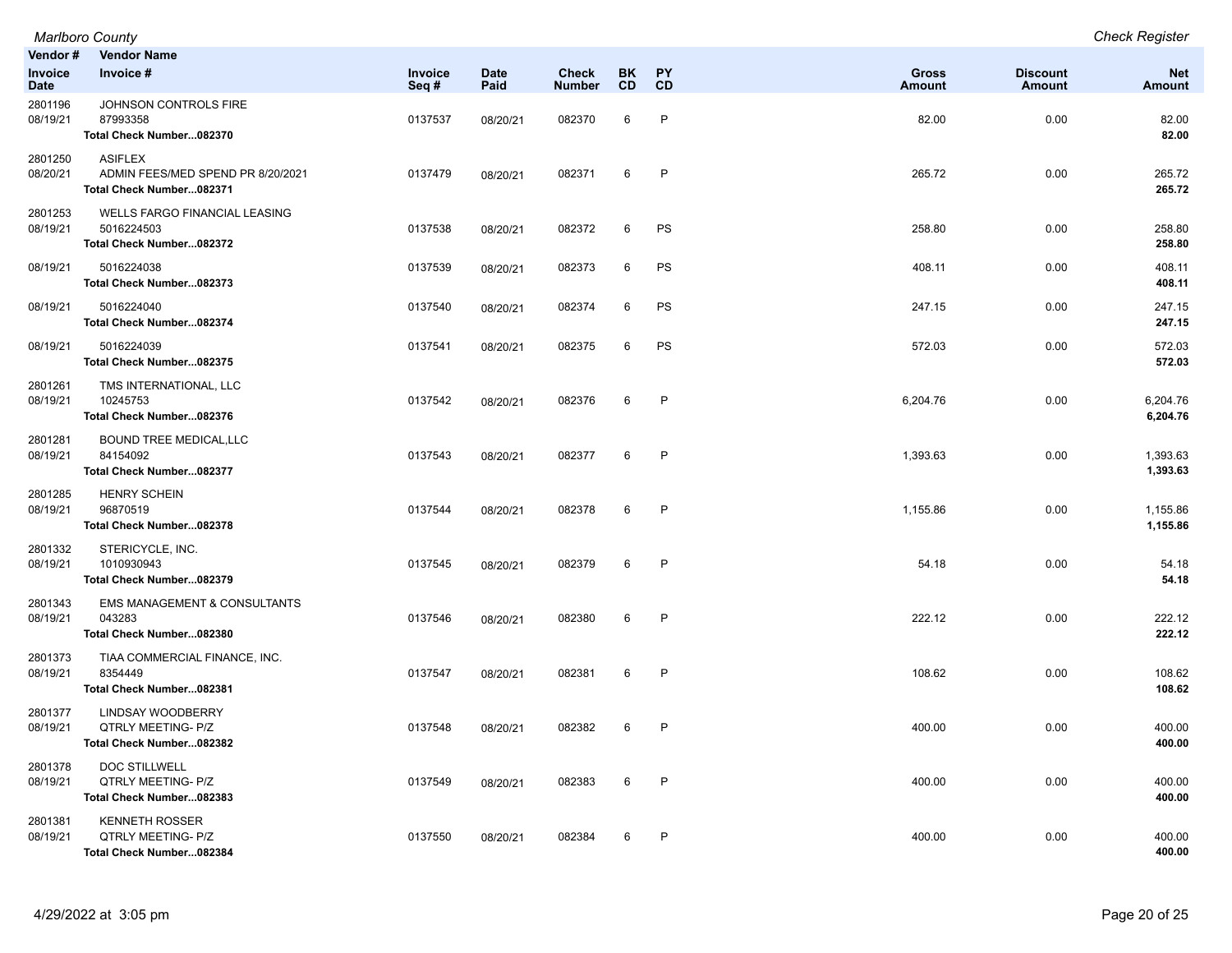*Marlboro County* — *Check Register*

| Vendor # / Invoice Date | Vendor Name / Invoice # | Invoice Seq # | Date Paid | Check Number | BK CD | PY CD | Gross Amount | Discount Amount | Net Amount |
|---|---|---|---|---|---|---|---|---|---|
| 2801196 | JOHNSON CONTROLS FIRE | | | | | | | | |
| 08/19/21 | 87993358 | 0137537 | 08/20/21 | 082370 | 6 | P | 82.00 | 0.00 | 82.00 |
| | **Total Check Number...082370** | | | | | | | | **82.00** |
| 2801250 | ASIFLEX | | | | | | | | |
| 08/20/21 | ADMIN FEES/MED SPEND PR 8/20/2021 | 0137479 | 08/20/21 | 082371 | 6 | P | 265.72 | 0.00 | 265.72 |
| | **Total Check Number...082371** | | | | | | | | **265.72** |
| 2801253 | WELLS FARGO FINANCIAL LEASING | | | | | | | | |
| 08/19/21 | 5016224503 | 0137538 | 08/20/21 | 082372 | 6 | PS | 258.80 | 0.00 | 258.80 |
| | **Total Check Number...082372** | | | | | | | | **258.80** |
| 08/19/21 | 5016224038 | 0137539 | 08/20/21 | 082373 | 6 | PS | 408.11 | 0.00 | 408.11 |
| | **Total Check Number...082373** | | | | | | | | **408.11** |
| 08/19/21 | 5016224040 | 0137540 | 08/20/21 | 082374 | 6 | PS | 247.15 | 0.00 | 247.15 |
| | **Total Check Number...082374** | | | | | | | | **247.15** |
| 08/19/21 | 5016224039 | 0137541 | 08/20/21 | 082375 | 6 | PS | 572.03 | 0.00 | 572.03 |
| | **Total Check Number...082375** | | | | | | | | **572.03** |
| 2801261 | TMS INTERNATIONAL, LLC | | | | | | | | |
| 08/19/21 | 10245753 | 0137542 | 08/20/21 | 082376 | 6 | P | 6,204.76 | 0.00 | 6,204.76 |
| | **Total Check Number...082376** | | | | | | | | **6,204.76** |
| 2801281 | BOUND TREE MEDICAL,LLC | | | | | | | | |
| 08/19/21 | 84154092 | 0137543 | 08/20/21 | 082377 | 6 | P | 1,393.63 | 0.00 | 1,393.63 |
| | **Total Check Number...082377** | | | | | | | | **1,393.63** |
| 2801285 | HENRY SCHEIN | | | | | | | | |
| 08/19/21 | 96870519 | 0137544 | 08/20/21 | 082378 | 6 | P | 1,155.86 | 0.00 | 1,155.86 |
| | **Total Check Number...082378** | | | | | | | | **1,155.86** |
| 2801332 | STERICYCLE, INC. | | | | | | | | |
| 08/19/21 | 1010930943 | 0137545 | 08/20/21 | 082379 | 6 | P | 54.18 | 0.00 | 54.18 |
| | **Total Check Number...082379** | | | | | | | | **54.18** |
| 2801343 | EMS MANAGEMENT & CONSULTANTS | | | | | | | | |
| 08/19/21 | 043283 | 0137546 | 08/20/21 | 082380 | 6 | P | 222.12 | 0.00 | 222.12 |
| | **Total Check Number...082380** | | | | | | | | **222.12** |
| 2801373 | TIAA COMMERCIAL FINANCE, INC. | | | | | | | | |
| 08/19/21 | 8354449 | 0137547 | 08/20/21 | 082381 | 6 | P | 108.62 | 0.00 | 108.62 |
| | **Total Check Number...082381** | | | | | | | | **108.62** |
| 2801377 | LINDSAY WOODBERRY | | | | | | | | |
| 08/19/21 | QTRLY MEETING- P/Z | 0137548 | 08/20/21 | 082382 | 6 | P | 400.00 | 0.00 | 400.00 |
| | **Total Check Number...082382** | | | | | | | | **400.00** |
| 2801378 | DOC STILLWELL | | | | | | | | |
| 08/19/21 | QTRLY MEETING- P/Z | 0137549 | 08/20/21 | 082383 | 6 | P | 400.00 | 0.00 | 400.00 |
| | **Total Check Number...082383** | | | | | | | | **400.00** |
| 2801381 | KENNETH ROSSER | | | | | | | | |
| 08/19/21 | QTRLY MEETING- P/Z | 0137550 | 08/20/21 | 082384 | 6 | P | 400.00 | 0.00 | 400.00 |
| | **Total Check Number...082384** | | | | | | | | **400.00** |

4/29/2022 at 3:05 pm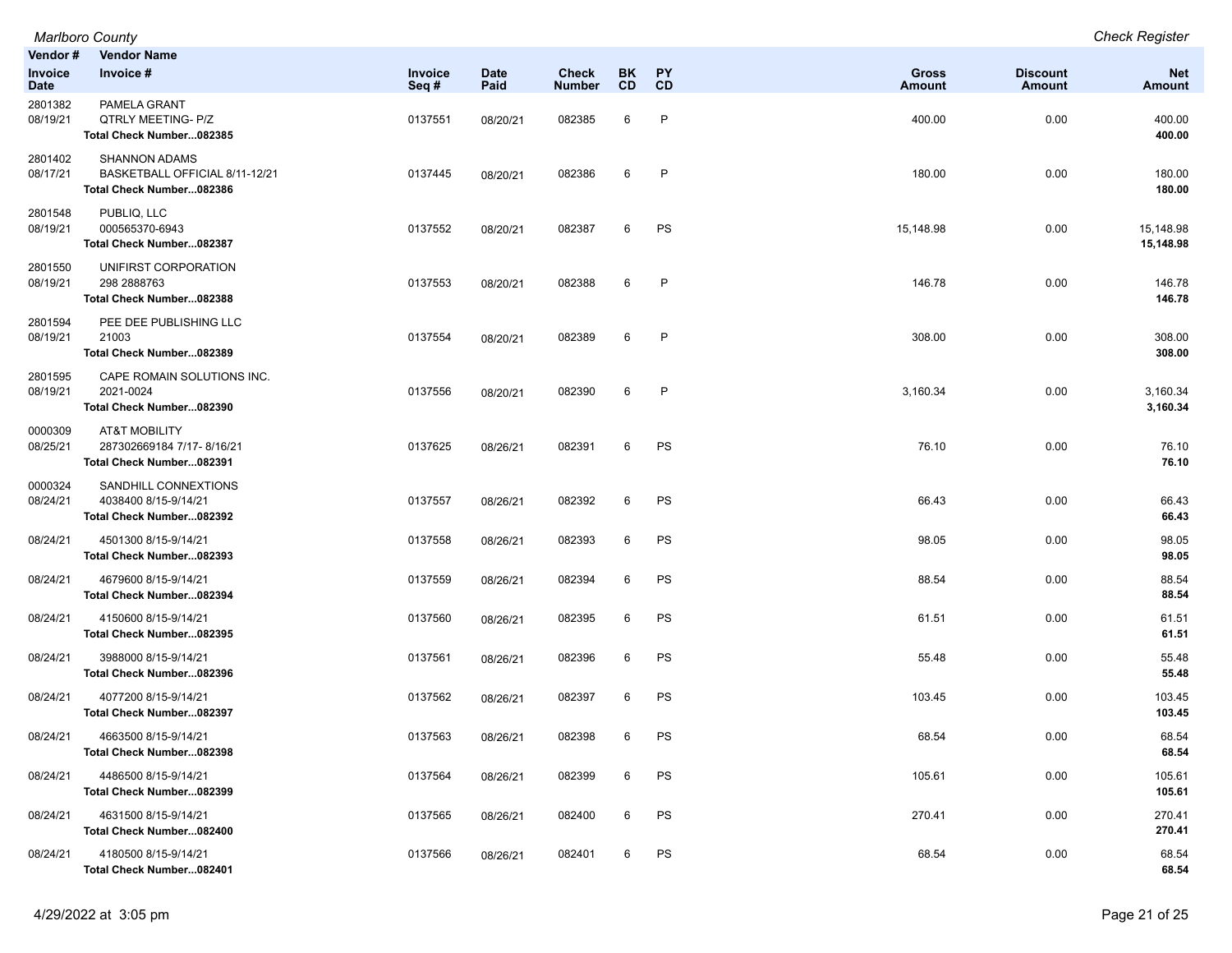*Marlboro County* — *Check Register*

| Vendor # / Invoice Date | Vendor Name / Invoice # | Invoice Seq # | Date Paid | Check Number | BK CD | PY CD | Gross Amount | Discount Amount | Net Amount |
|---|---|---|---|---|---|---|---|---|---|
| 2801382 | PAMELA GRANT | | | | | | | | |
| 08/19/21 | QTRLY MEETING- P/Z | 0137551 | 08/20/21 | 082385 | 6 | P | 400.00 | 0.00 | 400.00 |
| | **Total Check Number...082385** | | | | | | | | **400.00** |
| 2801402 | SHANNON ADAMS | | | | | | | | |
| 08/17/21 | BASKETBALL OFFICIAL 8/11-12/21 | 0137445 | 08/20/21 | 082386 | 6 | P | 180.00 | 0.00 | 180.00 |
| | **Total Check Number...082386** | | | | | | | | **180.00** |
| 2801548 | PUBLIQ, LLC | | | | | | | | |
| 08/19/21 | 000565370-6943 | 0137552 | 08/20/21 | 082387 | 6 | PS | 15,148.98 | 0.00 | 15,148.98 |
| | **Total Check Number...082387** | | | | | | | | **15,148.98** |
| 2801550 | UNIFIRST CORPORATION | | | | | | | | |
| 08/19/21 | 298 2888763 | 0137553 | 08/20/21 | 082388 | 6 | P | 146.78 | 0.00 | 146.78 |
| | **Total Check Number...082388** | | | | | | | | **146.78** |
| 2801594 | PEE DEE PUBLISHING LLC | | | | | | | | |
| 08/19/21 | 21003 | 0137554 | 08/20/21 | 082389 | 6 | P | 308.00 | 0.00 | 308.00 |
| | **Total Check Number...082389** | | | | | | | | **308.00** |
| 2801595 | CAPE ROMAIN SOLUTIONS INC. | | | | | | | | |
| 08/19/21 | 2021-0024 | 0137556 | 08/20/21 | 082390 | 6 | P | 3,160.34 | 0.00 | 3,160.34 |
| | **Total Check Number...082390** | | | | | | | | **3,160.34** |
| 0000309 | AT&T MOBILITY | | | | | | | | |
| 08/25/21 | 287302669184 7/17- 8/16/21 | 0137625 | 08/26/21 | 082391 | 6 | PS | 76.10 | 0.00 | 76.10 |
| | **Total Check Number...082391** | | | | | | | | **76.10** |
| 0000324 | SANDHILL CONNEXTIONS | | | | | | | | |
| 08/24/21 | 4038400 8/15-9/14/21 | 0137557 | 08/26/21 | 082392 | 6 | PS | 66.43 | 0.00 | 66.43 |
| | **Total Check Number...082392** | | | | | | | | **66.43** |
| 08/24/21 | 4501300 8/15-9/14/21 | 0137558 | 08/26/21 | 082393 | 6 | PS | 98.05 | 0.00 | 98.05 |
| | **Total Check Number...082393** | | | | | | | | **98.05** |
| 08/24/21 | 4679600 8/15-9/14/21 | 0137559 | 08/26/21 | 082394 | 6 | PS | 88.54 | 0.00 | 88.54 |
| | **Total Check Number...082394** | | | | | | | | **88.54** |
| 08/24/21 | 4150600 8/15-9/14/21 | 0137560 | 08/26/21 | 082395 | 6 | PS | 61.51 | 0.00 | 61.51 |
| | **Total Check Number...082395** | | | | | | | | **61.51** |
| 08/24/21 | 3988000 8/15-9/14/21 | 0137561 | 08/26/21 | 082396 | 6 | PS | 55.48 | 0.00 | 55.48 |
| | **Total Check Number...082396** | | | | | | | | **55.48** |
| 08/24/21 | 4077200 8/15-9/14/21 | 0137562 | 08/26/21 | 082397 | 6 | PS | 103.45 | 0.00 | 103.45 |
| | **Total Check Number...082397** | | | | | | | | **103.45** |
| 08/24/21 | 4663500 8/15-9/14/21 | 0137563 | 08/26/21 | 082398 | 6 | PS | 68.54 | 0.00 | 68.54 |
| | **Total Check Number...082398** | | | | | | | | **68.54** |
| 08/24/21 | 4486500 8/15-9/14/21 | 0137564 | 08/26/21 | 082399 | 6 | PS | 105.61 | 0.00 | 105.61 |
| | **Total Check Number...082399** | | | | | | | | **105.61** |
| 08/24/21 | 4631500 8/15-9/14/21 | 0137565 | 08/26/21 | 082400 | 6 | PS | 270.41 | 0.00 | 270.41 |
| | **Total Check Number...082400** | | | | | | | | **270.41** |
| 08/24/21 | 4180500 8/15-9/14/21 | 0137566 | 08/26/21 | 082401 | 6 | PS | 68.54 | 0.00 | 68.54 |
| | **Total Check Number...082401** | | | | | | | | **68.54** |

4/29/2022 at 3:05 pm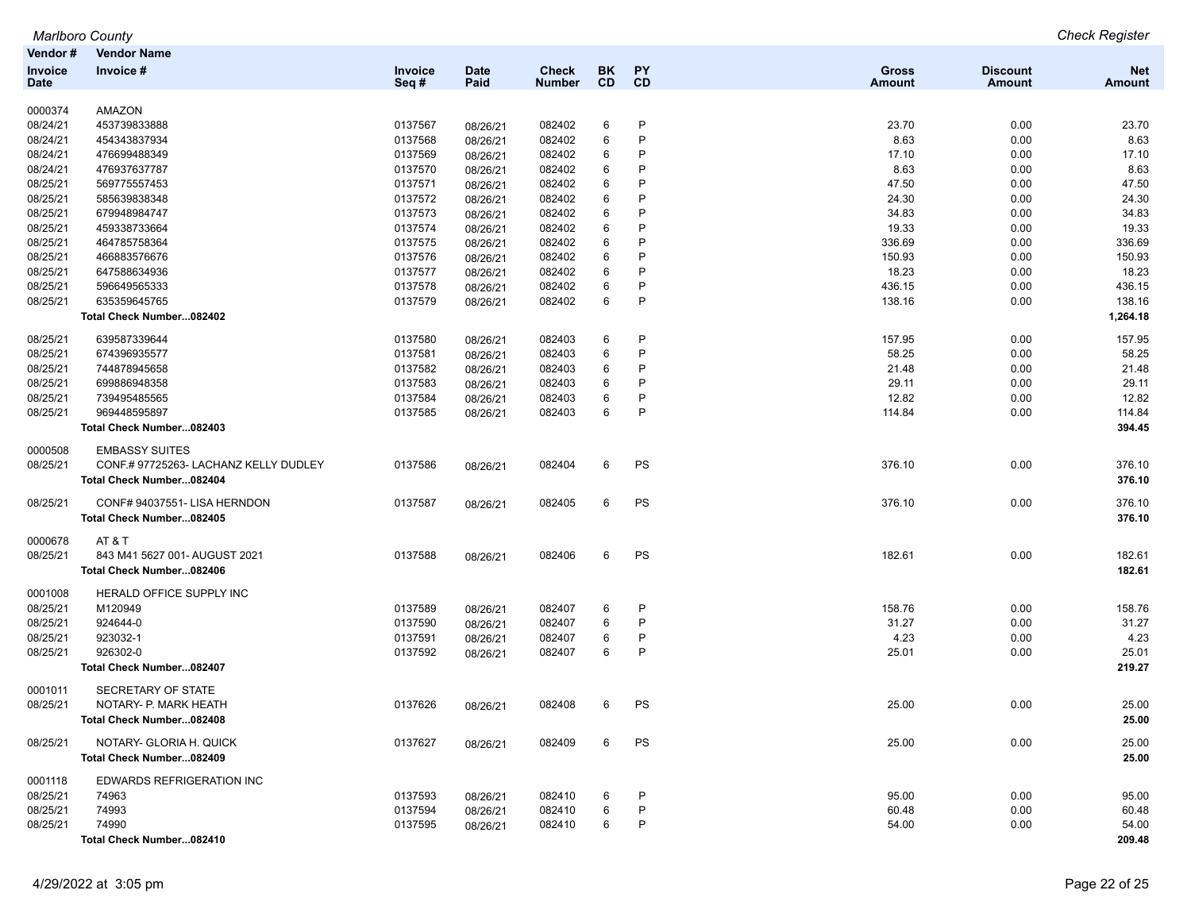| Vendor # | Vendor Name | | | | | | | | |
|---|---|---|---|---|---|---|---|---|---|
| **Invoice Date** | **Invoice #** | **Invoice Seq #** | **Date Paid** | **Check Number** | **BK CD** | **PY CD** | **Gross Amount** | **Discount Amount** | **Net Amount** |
| 0000374 | AMAZON | | | | | | | | |
| 08/24/21 | 453739833888 | 0137567 | 08/26/21 | 082402 | 6 | P | 23.70 | 0.00 | 23.70 |
| 08/24/21 | 454343837934 | 0137568 | 08/26/21 | 082402 | 6 | P | 8.63 | 0.00 | 8.63 |
| 08/24/21 | 476699488349 | 0137569 | 08/26/21 | 082402 | 6 | P | 17.10 | 0.00 | 17.10 |
| 08/24/21 | 476937637787 | 0137570 | 08/26/21 | 082402 | 6 | P | 8.63 | 0.00 | 8.63 |
| 08/25/21 | 569775557453 | 0137571 | 08/26/21 | 082402 | 6 | P | 47.50 | 0.00 | 47.50 |
| 08/25/21 | 585639838348 | 0137572 | 08/26/21 | 082402 | 6 | P | 24.30 | 0.00 | 24.30 |
| 08/25/21 | 679948984747 | 0137573 | 08/26/21 | 082402 | 6 | P | 34.83 | 0.00 | 34.83 |
| 08/25/21 | 459338733664 | 0137574 | 08/26/21 | 082402 | 6 | P | 19.33 | 0.00 | 19.33 |
| 08/25/21 | 464785758364 | 0137575 | 08/26/21 | 082402 | 6 | P | 336.69 | 0.00 | 336.69 |
| 08/25/21 | 466883576676 | 0137576 | 08/26/21 | 082402 | 6 | P | 150.93 | 0.00 | 150.93 |
| 08/25/21 | 647588634936 | 0137577 | 08/26/21 | 082402 | 6 | P | 18.23 | 0.00 | 18.23 |
| 08/25/21 | 596649565333 | 0137578 | 08/26/21 | 082402 | 6 | P | 436.15 | 0.00 | 436.15 |
| 08/25/21 | 635359645765 | 0137579 | 08/26/21 | 082402 | 6 | P | 138.16 | 0.00 | 138.16 |
| | **Total Check Number...082402** | | | | | | | | **1,264.18** |
| 08/25/21 | 639587339644 | 0137580 | 08/26/21 | 082403 | 6 | P | 157.95 | 0.00 | 157.95 |
| 08/25/21 | 674396935577 | 0137581 | 08/26/21 | 082403 | 6 | P | 58.25 | 0.00 | 58.25 |
| 08/25/21 | 744878945658 | 0137582 | 08/26/21 | 082403 | 6 | P | 21.48 | 0.00 | 21.48 |
| 08/25/21 | 699886948358 | 0137583 | 08/26/21 | 082403 | 6 | P | 29.11 | 0.00 | 29.11 |
| 08/25/21 | 739495485565 | 0137584 | 08/26/21 | 082403 | 6 | P | 12.82 | 0.00 | 12.82 |
| 08/25/21 | 969448595897 | 0137585 | 08/26/21 | 082403 | 6 | P | 114.84 | 0.00 | 114.84 |
| | **Total Check Number...082403** | | | | | | | | **394.45** |
| 0000508 | EMBASSY SUITES | | | | | | | | |
| 08/25/21 | CONF.# 97725263- LACHANZ KELLY DUDLEY | 0137586 | 08/26/21 | 082404 | 6 | PS | 376.10 | 0.00 | 376.10 |
| | **Total Check Number...082404** | | | | | | | | **376.10** |
| 08/25/21 | CONF# 94037551- LISA HERNDON | 0137587 | 08/26/21 | 082405 | 6 | PS | 376.10 | 0.00 | 376.10 |
| | **Total Check Number...082405** | | | | | | | | **376.10** |
| 0000678 | AT & T | | | | | | | | |
| 08/25/21 | 843 M41 5627 001- AUGUST 2021 | 0137588 | 08/26/21 | 082406 | 6 | PS | 182.61 | 0.00 | 182.61 |
| | **Total Check Number...082406** | | | | | | | | **182.61** |
| 0001008 | HERALD OFFICE SUPPLY INC | | | | | | | | |
| 08/25/21 | M120949 | 0137589 | 08/26/21 | 082407 | 6 | P | 158.76 | 0.00 | 158.76 |
| 08/25/21 | 924644-0 | 0137590 | 08/26/21 | 082407 | 6 | P | 31.27 | 0.00 | 31.27 |
| 08/25/21 | 923032-1 | 0137591 | 08/26/21 | 082407 | 6 | P | 4.23 | 0.00 | 4.23 |
| 08/25/21 | 926302-0 | 0137592 | 08/26/21 | 082407 | 6 | P | 25.01 | 0.00 | 25.01 |
| | **Total Check Number...082407** | | | | | | | | **219.27** |
| 0001011 | SECRETARY OF STATE | | | | | | | | |
| 08/25/21 | NOTARY- P. MARK HEATH | 0137626 | 08/26/21 | 082408 | 6 | PS | 25.00 | 0.00 | 25.00 |
| | **Total Check Number...082408** | | | | | | | | **25.00** |
| 08/25/21 | NOTARY- GLORIA H. QUICK | 0137627 | 08/26/21 | 082409 | 6 | PS | 25.00 | 0.00 | 25.00 |
| | **Total Check Number...082409** | | | | | | | | **25.00** |
| 0001118 | EDWARDS REFRIGERATION INC | | | | | | | | |
| 08/25/21 | 74963 | 0137593 | 08/26/21 | 082410 | 6 | P | 95.00 | 0.00 | 95.00 |
| 08/25/21 | 74993 | 0137594 | 08/26/21 | 082410 | 6 | P | 60.48 | 0.00 | 60.48 |
| 08/25/21 | 74990 | 0137595 | 08/26/21 | 082410 | 6 | P | 54.00 | 0.00 | 54.00 |
| | **Total Check Number...082410** | | | | | | | | **209.48** |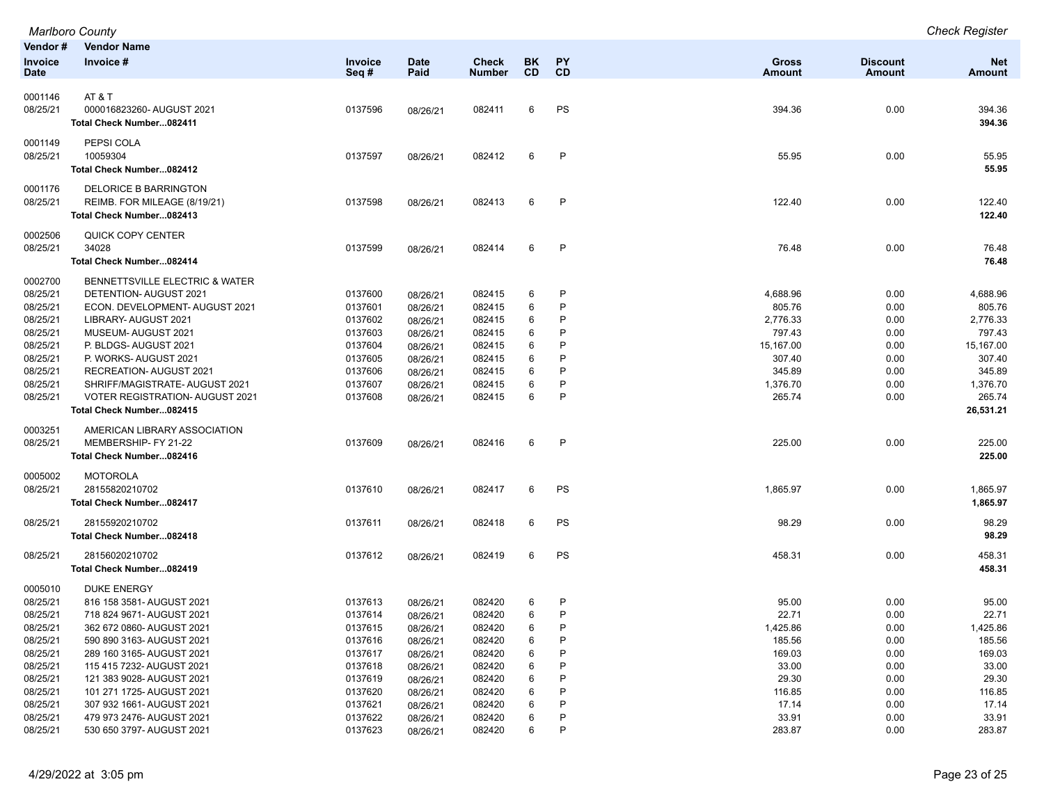| Vendor # / Invoice Date | Vendor Name / Invoice # | Invoice Seq # | Date Paid | Check Number | BK CD | PY CD | Gross Amount | Discount Amount | Net Amount |
|---|---|---|---|---|---|---|---|---|---|
| 0001146 | AT & T | | | | | | | | |
| 08/25/21 | 000016823260- AUGUST 2021 | 0137596 | 08/26/21 | 082411 | 6 | PS | 394.36 | 0.00 | 394.36 |
| | **Total Check Number...082411** | | | | | | | | **394.36** |
| 0001149 | PEPSI COLA | | | | | | | | |
| 08/25/21 | 10059304 | 0137597 | 08/26/21 | 082412 | 6 | P | 55.95 | 0.00 | 55.95 |
| | **Total Check Number...082412** | | | | | | | | **55.95** |
| 0001176 | DELORICE B BARRINGTON | | | | | | | | |
| 08/25/21 | REIMB. FOR MILEAGE (8/19/21) | 0137598 | 08/26/21 | 082413 | 6 | P | 122.40 | 0.00 | 122.40 |
| | **Total Check Number...082413** | | | | | | | | **122.40** |
| 0002506 | QUICK COPY CENTER | | | | | | | | |
| 08/25/21 | 34028 | 0137599 | 08/26/21 | 082414 | 6 | P | 76.48 | 0.00 | 76.48 |
| | **Total Check Number...082414** | | | | | | | | **76.48** |
| 0002700 | BENNETTSVILLE ELECTRIC & WATER | | | | | | | | |
| 08/25/21 | DETENTION- AUGUST 2021 | 0137600 | 08/26/21 | 082415 | 6 | P | 4,688.96 | 0.00 | 4,688.96 |
| 08/25/21 | ECON. DEVELOPMENT- AUGUST 2021 | 0137601 | 08/26/21 | 082415 | 6 | P | 805.76 | 0.00 | 805.76 |
| 08/25/21 | LIBRARY- AUGUST 2021 | 0137602 | 08/26/21 | 082415 | 6 | P | 2,776.33 | 0.00 | 2,776.33 |
| 08/25/21 | MUSEUM- AUGUST 2021 | 0137603 | 08/26/21 | 082415 | 6 | P | 797.43 | 0.00 | 797.43 |
| 08/25/21 | P. BLDGS- AUGUST 2021 | 0137604 | 08/26/21 | 082415 | 6 | P | 15,167.00 | 0.00 | 15,167.00 |
| 08/25/21 | P. WORKS- AUGUST 2021 | 0137605 | 08/26/21 | 082415 | 6 | P | 307.40 | 0.00 | 307.40 |
| 08/25/21 | RECREATION- AUGUST 2021 | 0137606 | 08/26/21 | 082415 | 6 | P | 345.89 | 0.00 | 345.89 |
| 08/25/21 | SHRIFF/MAGISTRATE- AUGUST 2021 | 0137607 | 08/26/21 | 082415 | 6 | P | 1,376.70 | 0.00 | 1,376.70 |
| 08/25/21 | VOTER REGISTRATION- AUGUST 2021 | 0137608 | 08/26/21 | 082415 | 6 | P | 265.74 | 0.00 | 265.74 |
| | **Total Check Number...082415** | | | | | | | | **26,531.21** |
| 0003251 | AMERICAN LIBRARY ASSOCIATION | | | | | | | | |
| 08/25/21 | MEMBERSHIP- FY 21-22 | 0137609 | 08/26/21 | 082416 | 6 | P | 225.00 | 0.00 | 225.00 |
| | **Total Check Number...082416** | | | | | | | | **225.00** |
| 0005002 | MOTOROLA | | | | | | | | |
| 08/25/21 | 28155820210702 | 0137610 | 08/26/21 | 082417 | 6 | PS | 1,865.97 | 0.00 | 1,865.97 |
| | **Total Check Number...082417** | | | | | | | | **1,865.97** |
| 08/25/21 | 28155920210702 | 0137611 | 08/26/21 | 082418 | 6 | PS | 98.29 | 0.00 | 98.29 |
| | **Total Check Number...082418** | | | | | | | | **98.29** |
| 08/25/21 | 28156020210702 | 0137612 | 08/26/21 | 082419 | 6 | PS | 458.31 | 0.00 | 458.31 |
| | **Total Check Number...082419** | | | | | | | | **458.31** |
| 0005010 | DUKE ENERGY | | | | | | | | |
| 08/25/21 | 816 158 3581- AUGUST 2021 | 0137613 | 08/26/21 | 082420 | 6 | P | 95.00 | 0.00 | 95.00 |
| 08/25/21 | 718 824 9671- AUGUST 2021 | 0137614 | 08/26/21 | 082420 | 6 | P | 22.71 | 0.00 | 22.71 |
| 08/25/21 | 362 672 0860- AUGUST 2021 | 0137615 | 08/26/21 | 082420 | 6 | P | 1,425.86 | 0.00 | 1,425.86 |
| 08/25/21 | 590 890 3163- AUGUST 2021 | 0137616 | 08/26/21 | 082420 | 6 | P | 185.56 | 0.00 | 185.56 |
| 08/25/21 | 289 160 3165- AUGUST 2021 | 0137617 | 08/26/21 | 082420 | 6 | P | 169.03 | 0.00 | 169.03 |
| 08/25/21 | 115 415 7232- AUGUST 2021 | 0137618 | 08/26/21 | 082420 | 6 | P | 33.00 | 0.00 | 33.00 |
| 08/25/21 | 121 383 9028- AUGUST 2021 | 0137619 | 08/26/21 | 082420 | 6 | P | 29.30 | 0.00 | 29.30 |
| 08/25/21 | 101 271 1725- AUGUST 2021 | 0137620 | 08/26/21 | 082420 | 6 | P | 116.85 | 0.00 | 116.85 |
| 08/25/21 | 307 932 1661- AUGUST 2021 | 0137621 | 08/26/21 | 082420 | 6 | P | 17.14 | 0.00 | 17.14 |
| 08/25/21 | 479 973 2476- AUGUST 2021 | 0137622 | 08/26/21 | 082420 | 6 | P | 33.91 | 0.00 | 33.91 |
| 08/25/21 | 530 650 3797- AUGUST 2021 | 0137623 | 08/26/21 | 082420 | 6 | P | 283.87 | 0.00 | 283.87 |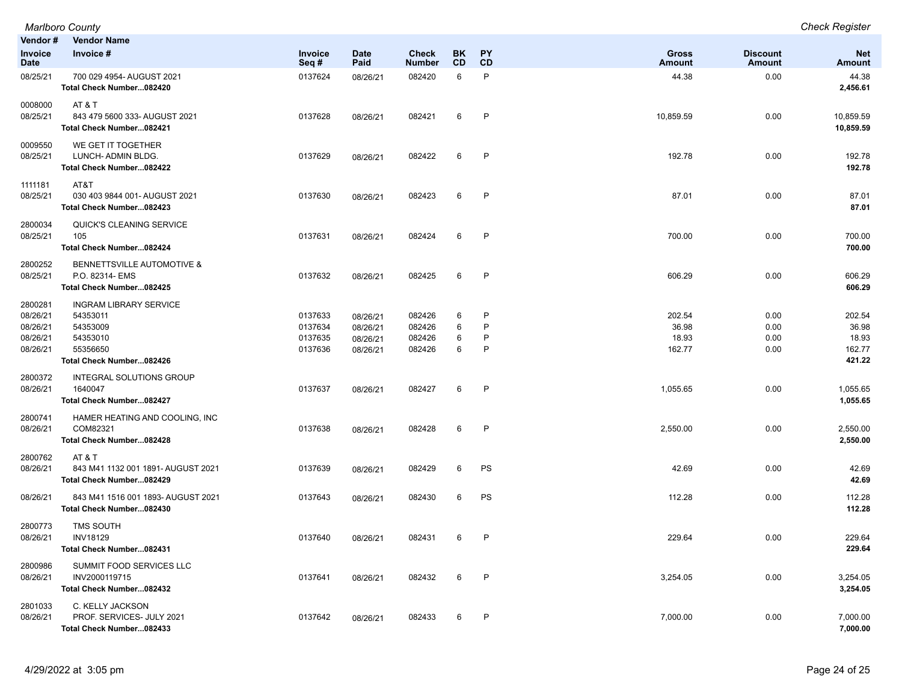| Vendor # | Vendor Name | | | | | | | | |
|---|---|---|---|---|---|---|---|---|---|
| **Invoice Date** | **Invoice #** | **Invoice Seq #** | **Date Paid** | **Check Number** | **BK CD** | **PY CD** | **Gross Amount** | **Discount Amount** | **Net Amount** |
| 08/25/21 | 700 029 4954- AUGUST 2021 | 0137624 | 08/26/21 | 082420 | 6 | P | 44.38 | 0.00 | 44.38 |
| | **Total Check Number...082420** | | | | | | | | **2,456.61** |
| 0008000 | AT & T | | | | | | | | |
| 08/25/21 | 843 479 5600 333- AUGUST 2021 | 0137628 | 08/26/21 | 082421 | 6 | P | 10,859.59 | 0.00 | 10,859.59 |
| | **Total Check Number...082421** | | | | | | | | **10,859.59** |
| 0009550 | WE GET IT TOGETHER | | | | | | | | |
| 08/25/21 | LUNCH- ADMIN BLDG. | 0137629 | 08/26/21 | 082422 | 6 | P | 192.78 | 0.00 | 192.78 |
| | **Total Check Number...082422** | | | | | | | | **192.78** |
| 1111181 | AT&T | | | | | | | | |
| 08/25/21 | 030 403 9844 001- AUGUST 2021 | 0137630 | 08/26/21 | 082423 | 6 | P | 87.01 | 0.00 | 87.01 |
| | **Total Check Number...082423** | | | | | | | | **87.01** |
| 2800034 | QUICK'S CLEANING SERVICE | | | | | | | | |
| 08/25/21 | 105 | 0137631 | 08/26/21 | 082424 | 6 | P | 700.00 | 0.00 | 700.00 |
| | **Total Check Number...082424** | | | | | | | | **700.00** |
| 2800252 | BENNETTSVILLE AUTOMOTIVE & | | | | | | | | |
| 08/25/21 | P.O. 82314- EMS | 0137632 | 08/26/21 | 082425 | 6 | P | 606.29 | 0.00 | 606.29 |
| | **Total Check Number...082425** | | | | | | | | **606.29** |
| 2800281 | INGRAM LIBRARY SERVICE | | | | | | | | |
| 08/26/21 | 54353011 | 0137633 | 08/26/21 | 082426 | 6 | P | 202.54 | 0.00 | 202.54 |
| 08/26/21 | 54353009 | 0137634 | 08/26/21 | 082426 | 6 | P | 36.98 | 0.00 | 36.98 |
| 08/26/21 | 54353010 | 0137635 | 08/26/21 | 082426 | 6 | P | 18.93 | 0.00 | 18.93 |
| 08/26/21 | 55356650 | 0137636 | 08/26/21 | 082426 | 6 | P | 162.77 | 0.00 | 162.77 |
| | **Total Check Number...082426** | | | | | | | | **421.22** |
| 2800372 | INTEGRAL SOLUTIONS GROUP | | | | | | | | |
| 08/26/21 | 1640047 | 0137637 | 08/26/21 | 082427 | 6 | P | 1,055.65 | 0.00 | 1,055.65 |
| | **Total Check Number...082427** | | | | | | | | **1,055.65** |
| 2800741 | HAMER HEATING AND COOLING, INC | | | | | | | | |
| 08/26/21 | COM82321 | 0137638 | 08/26/21 | 082428 | 6 | P | 2,550.00 | 0.00 | 2,550.00 |
| | **Total Check Number...082428** | | | | | | | | **2,550.00** |
| 2800762 | AT & T | | | | | | | | |
| 08/26/21 | 843 M41 1132 001 1891- AUGUST 2021 | 0137639 | 08/26/21 | 082429 | 6 | PS | 42.69 | 0.00 | 42.69 |
| | **Total Check Number...082429** | | | | | | | | **42.69** |
| 08/26/21 | 843 M41 1516 001 1893- AUGUST 2021 | 0137643 | 08/26/21 | 082430 | 6 | PS | 112.28 | 0.00 | 112.28 |
| | **Total Check Number...082430** | | | | | | | | **112.28** |
| 2800773 | TMS SOUTH | | | | | | | | |
| 08/26/21 | INV18129 | 0137640 | 08/26/21 | 082431 | 6 | P | 229.64 | 0.00 | 229.64 |
| | **Total Check Number...082431** | | | | | | | | **229.64** |
| 2800986 | SUMMIT FOOD SERVICES LLC | | | | | | | | |
| 08/26/21 | INV2000119715 | 0137641 | 08/26/21 | 082432 | 6 | P | 3,254.05 | 0.00 | 3,254.05 |
| | **Total Check Number...082432** | | | | | | | | **3,254.05** |
| 2801033 | C. KELLY JACKSON | | | | | | | | |
| 08/26/21 | PROF. SERVICES- JULY 2021 | 0137642 | 08/26/21 | 082433 | 6 | P | 7,000.00 | 0.00 | 7,000.00 |
| | **Total Check Number...082433** | | | | | | | | **7,000.00** |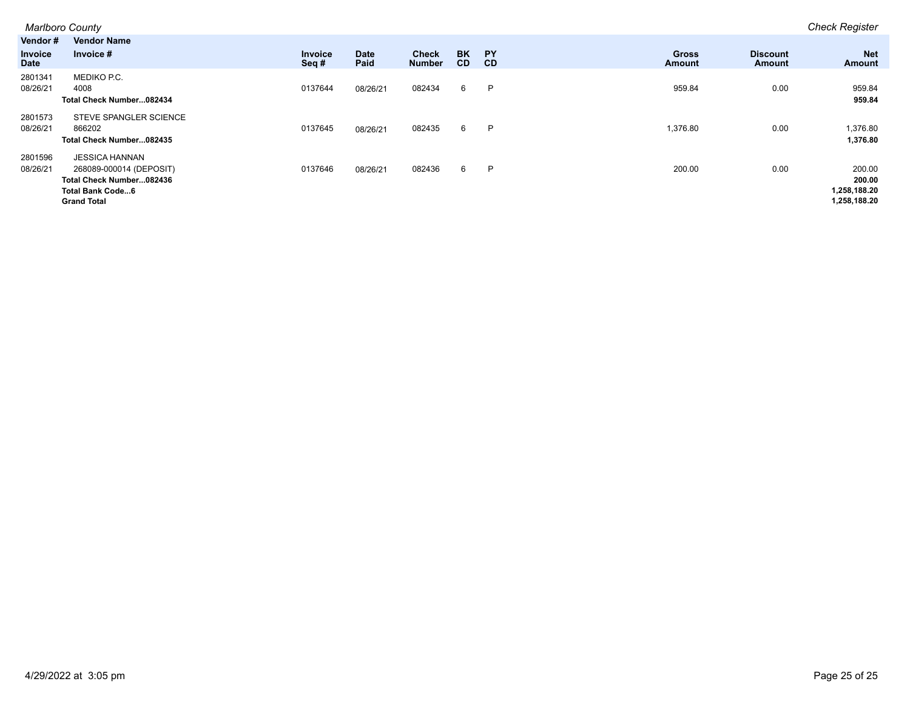| Vendor # / Invoice Date | Vendor Name / Invoice # | Invoice Seq # | Date Paid | Check Number | BK CD | PY CD | Gross Amount | Discount Amount | Net Amount |
| --- | --- | --- | --- | --- | --- | --- | --- | --- | --- |
| 2801341 | MEDIKO P.C. | | | | | | | | |
| 08/26/21 | 4008 | 0137644 | 08/26/21 | 082434 | 6 | P | 959.84 | 0.00 | 959.84 |
| | **Total Check Number...082434** | | | | | | | | **959.84** |
| 2801573 | STEVE SPANGLER SCIENCE | | | | | | | | |
| 08/26/21 | 866202 | 0137645 | 08/26/21 | 082435 | 6 | P | 1,376.80 | 0.00 | 1,376.80 |
| | **Total Check Number...082435** | | | | | | | | **1,376.80** |
| 2801596 | JESSICA HANNAN | | | | | | | | |
| 08/26/21 | 268089-000014 (DEPOSIT) | 0137646 | 08/26/21 | 082436 | 6 | P | 200.00 | 0.00 | 200.00 |
| | **Total Check Number...082436** | | | | | | | | **200.00** |
| | **Total Bank Code...6** | | | | | | | | **1,258,188.20** |
| | **Grand Total** | | | | | | | | **1,258,188.20** |